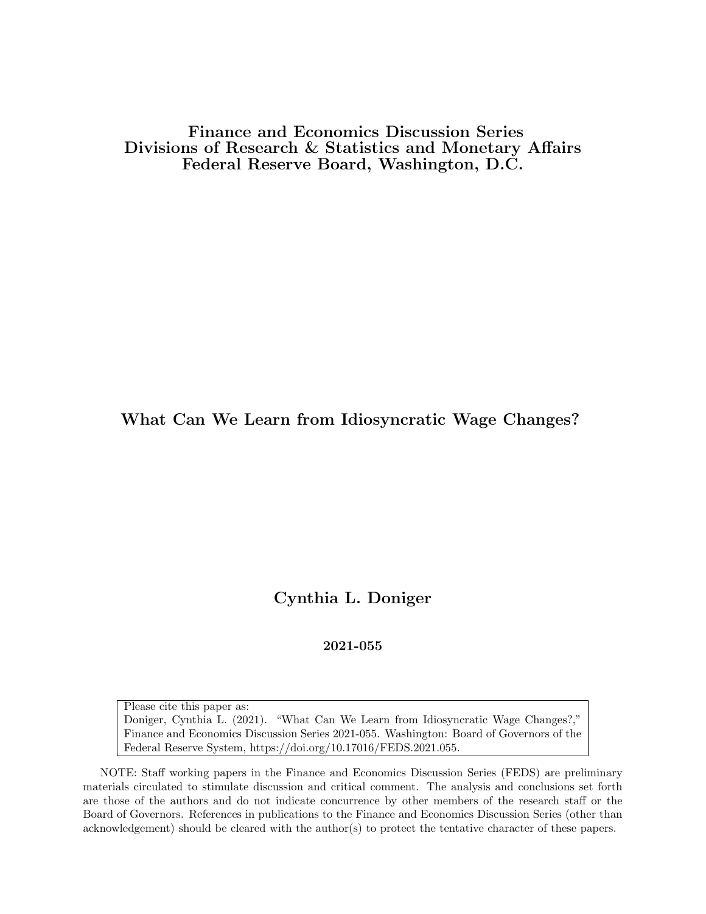**Finance and Economics Discussion Series**
**Divisions of Research & Statistics and Monetary Affairs**
**Federal Reserve Board, Washington, D.C.**

# What Can We Learn from Idiosyncratic Wage Changes?

**Cynthia L. Doniger**

**2021-055**

Please cite this paper as:
Doniger, Cynthia L. (2021). "What Can We Learn from Idiosyncratic Wage Changes?," Finance and Economics Discussion Series 2021-055. Washington: Board of Governors of the Federal Reserve System, https://doi.org/10.17016/FEDS.2021.055.

NOTE: Staff working papers in the Finance and Economics Discussion Series (FEDS) are preliminary materials circulated to stimulate discussion and critical comment. The analysis and conclusions set forth are those of the authors and do not indicate concurrence by other members of the research staff or the Board of Governors. References in publications to the Finance and Economics Discussion Series (other than acknowledgement) should be cleared with the author(s) to protect the tentative character of these papers.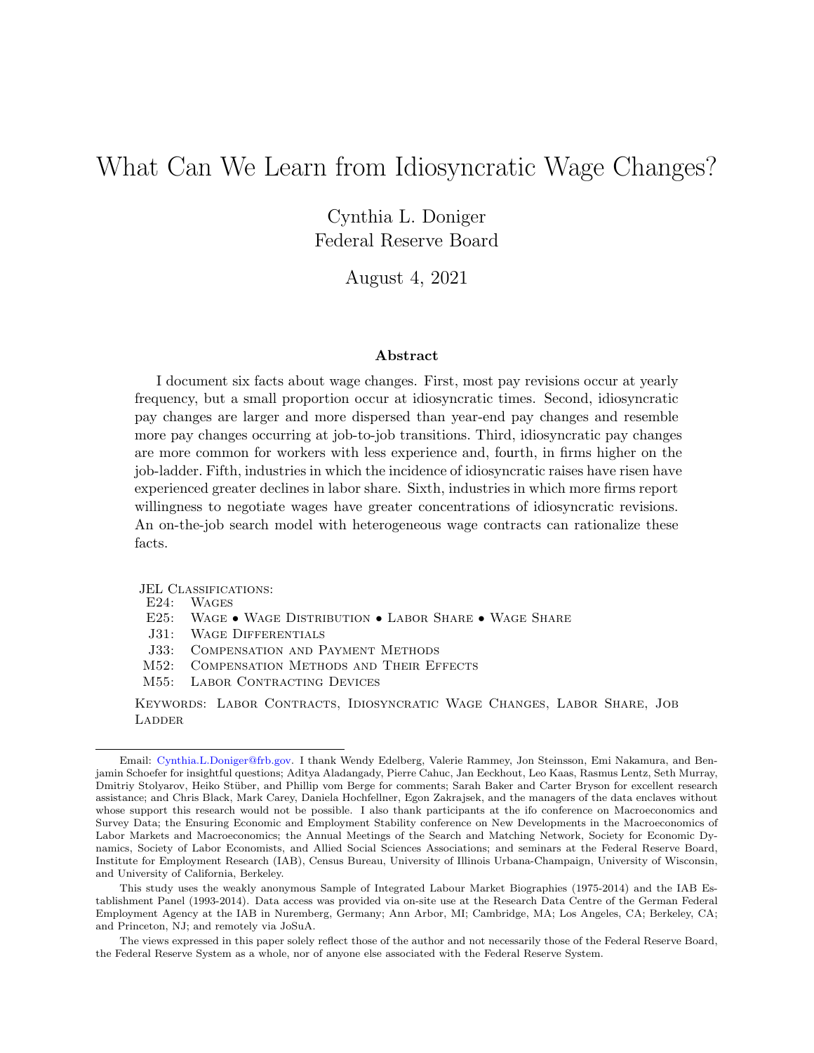# What Can We Learn from Idiosyncratic Wage Changes?

Cynthia L. Doniger
Federal Reserve Board

August 4, 2021

## Abstract

I document six facts about wage changes. First, most pay revisions occur at yearly frequency, but a small proportion occur at idiosyncratic times. Second, idiosyncratic pay changes are larger and more dispersed than year-end pay changes and resemble more pay changes occurring at job-to-job transitions. Third, idiosyncratic pay changes are more common for workers with less experience and, fourth, in firms higher on the job-ladder. Fifth, industries in which the incidence of idiosyncratic raises have risen have experienced greater declines in labor share. Sixth, industries in which more firms report willingness to negotiate wages have greater concentrations of idiosyncratic revisions. An on-the-job search model with heterogeneous wage contracts can rationalize these facts.

JEL Classifications:
- E24: Wages
- E25: Wage • Wage Distribution • Labor Share • Wage Share
- J31: Wage Differentials
- J33: Compensation and Payment Methods
- M52: Compensation Methods and Their Effects
- M55: Labor Contracting Devices

Keywords: Labor Contracts, Idiosyncratic Wage Changes, Labor Share, Job Ladder

Email: Cynthia.L.Doniger@frb.gov. I thank Wendy Edelberg, Valerie Rammey, Jon Steinsson, Emi Nakamura, and Benjamin Schoefer for insightful questions; Aditya Aladangady, Pierre Cahuc, Jan Eeckhout, Leo Kaas, Rasmus Lentz, Seth Murray, Dmitriy Stolyarov, Heiko Stüber, and Phillip vom Berge for comments; Sarah Baker and Carter Bryson for excellent research assistance; and Chris Black, Mark Carey, Daniela Hochfellner, Egon Zakrajsek, and the managers of the data enclaves without whose support this research would not be possible. I also thank participants at the ifo conference on Macroeconomics and Survey Data; the Ensuring Economic and Employment Stability conference on New Developments in the Macroeconomics of Labor Markets and Macroeconomics; the Annual Meetings of the Search and Matching Network, Society for Economic Dynamics, Society of Labor Economists, and Allied Social Sciences Associations; and seminars at the Federal Reserve Board, Institute for Employment Research (IAB), Census Bureau, University of Illinois Urbana-Champaign, University of Wisconsin, and University of California, Berkeley.

This study uses the weakly anonymous Sample of Integrated Labour Market Biographies (1975-2014) and the IAB Establishment Panel (1993-2014). Data access was provided via on-site use at the Research Data Centre of the German Federal Employment Agency at the IAB in Nuremberg, Germany; Ann Arbor, MI; Cambridge, MA; Los Angeles, CA; Berkeley, CA; and Princeton, NJ; and remotely via JoSuA.

The views expressed in this paper solely reflect those of the author and not necessarily those of the Federal Reserve Board, the Federal Reserve System as a whole, nor of anyone else associated with the Federal Reserve System.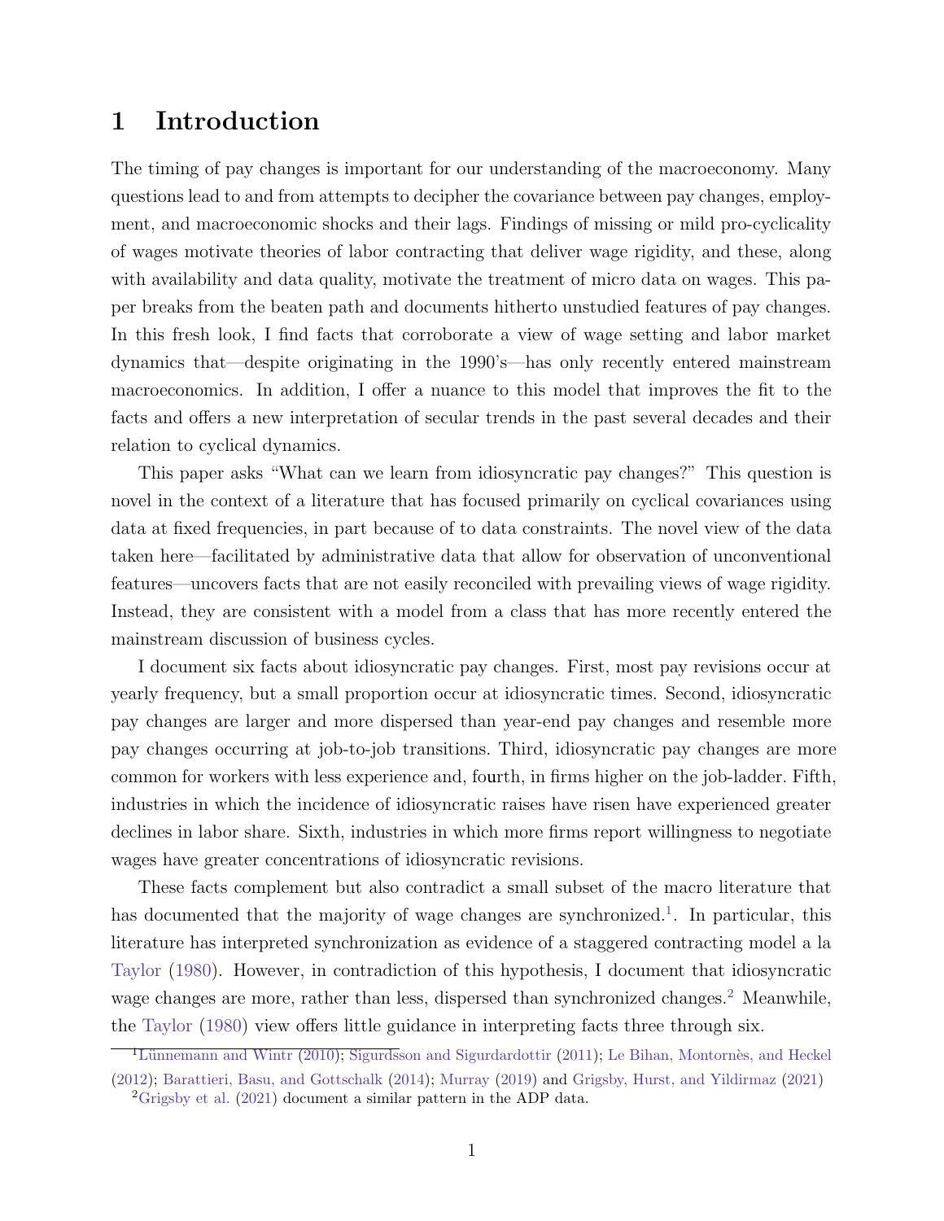# 1 Introduction

The timing of pay changes is important for our understanding of the macroeconomy. Many questions lead to and from attempts to decipher the covariance between pay changes, employment, and macroeconomic shocks and their lags. Findings of missing or mild pro-cyclicality of wages motivate theories of labor contracting that deliver wage rigidity, and these, along with availability and data quality, motivate the treatment of micro data on wages. This paper breaks from the beaten path and documents hitherto unstudied features of pay changes. In this fresh look, I find facts that corroborate a view of wage setting and labor market dynamics that—despite originating in the 1990's—has only recently entered mainstream macroeconomics. In addition, I offer a nuance to this model that improves the fit to the facts and offers a new interpretation of secular trends in the past several decades and their relation to cyclical dynamics.

This paper asks "What can we learn from idiosyncratic pay changes?" This question is novel in the context of a literature that has focused primarily on cyclical covariances using data at fixed frequencies, in part because of to data constraints. The novel view of the data taken here—facilitated by administrative data that allow for observation of unconventional features—uncovers facts that are not easily reconciled with prevailing views of wage rigidity. Instead, they are consistent with a model from a class that has more recently entered the mainstream discussion of business cycles.

I document six facts about idiosyncratic pay changes. First, most pay revisions occur at yearly frequency, but a small proportion occur at idiosyncratic times. Second, idiosyncratic pay changes are larger and more dispersed than year-end pay changes and resemble more pay changes occurring at job-to-job transitions. Third, idiosyncratic pay changes are more common for workers with less experience and, fourth, in firms higher on the job-ladder. Fifth, industries in which the incidence of idiosyncratic raises have risen have experienced greater declines in labor share. Sixth, industries in which more firms report willingness to negotiate wages have greater concentrations of idiosyncratic revisions.

These facts complement but also contradict a small subset of the macro literature that has documented that the majority of wage changes are synchronized.[1]. In particular, this literature has interpreted synchronization as evidence of a staggered contracting model a la Taylor (1980). However, in contradiction of this hypothesis, I document that idiosyncratic wage changes are more, rather than less, dispersed than synchronized changes.[2] Meanwhile, the Taylor (1980) view offers little guidance in interpreting facts three through six.

[1] Lünnemann and Wintr (2010); Sigurdsson and Sigurdardottir (2011); Le Bihan, Montornès, and Heckel (2012); Barattieri, Basu, and Gottschalk (2014); Murray (2019) and Grigsby, Hurst, and Yildirmaz (2021)

[2] Grigsby et al. (2021) document a similar pattern in the ADP data.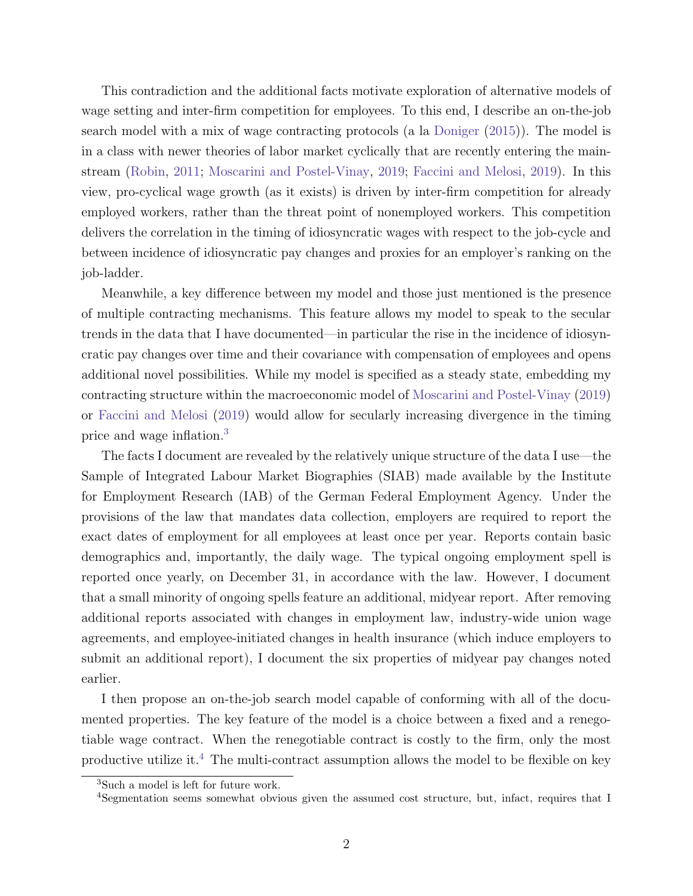This contradiction and the additional facts motivate exploration of alternative models of wage setting and inter-firm competition for employees. To this end, I describe an on-the-job search model with a mix of wage contracting protocols (a la Doniger (2015)). The model is in a class with newer theories of labor market cyclically that are recently entering the mainstream (Robin, 2011; Moscarini and Postel-Vinay, 2019; Faccini and Melosi, 2019). In this view, pro-cyclical wage growth (as it exists) is driven by inter-firm competition for already employed workers, rather than the threat point of nonemployed workers. This competition delivers the correlation in the timing of idiosyncratic wages with respect to the job-cycle and between incidence of idiosyncratic pay changes and proxies for an employer's ranking on the job-ladder.

Meanwhile, a key difference between my model and those just mentioned is the presence of multiple contracting mechanisms. This feature allows my model to speak to the secular trends in the data that I have documented—in particular the rise in the incidence of idiosyncratic pay changes over time and their covariance with compensation of employees and opens additional novel possibilities. While my model is specified as a steady state, embedding my contracting structure within the macroeconomic model of Moscarini and Postel-Vinay (2019) or Faccini and Melosi (2019) would allow for secularly increasing divergence in the timing price and wage inflation.[3]

The facts I document are revealed by the relatively unique structure of the data I use—the Sample of Integrated Labour Market Biographies (SIAB) made available by the Institute for Employment Research (IAB) of the German Federal Employment Agency. Under the provisions of the law that mandates data collection, employers are required to report the exact dates of employment for all employees at least once per year. Reports contain basic demographics and, importantly, the daily wage. The typical ongoing employment spell is reported once yearly, on December 31, in accordance with the law. However, I document that a small minority of ongoing spells feature an additional, midyear report. After removing additional reports associated with changes in employment law, industry-wide union wage agreements, and employee-initiated changes in health insurance (which induce employers to submit an additional report), I document the six properties of midyear pay changes noted earlier.

I then propose an on-the-job search model capable of conforming with all of the documented properties. The key feature of the model is a choice between a fixed and a renegotiable wage contract. When the renegotiable contract is costly to the firm, only the most productive utilize it.[4] The multi-contract assumption allows the model to be flexible on key

[3] Such a model is left for future work.

[4] Segmentation seems somewhat obvious given the assumed cost structure, but, infact, requires that I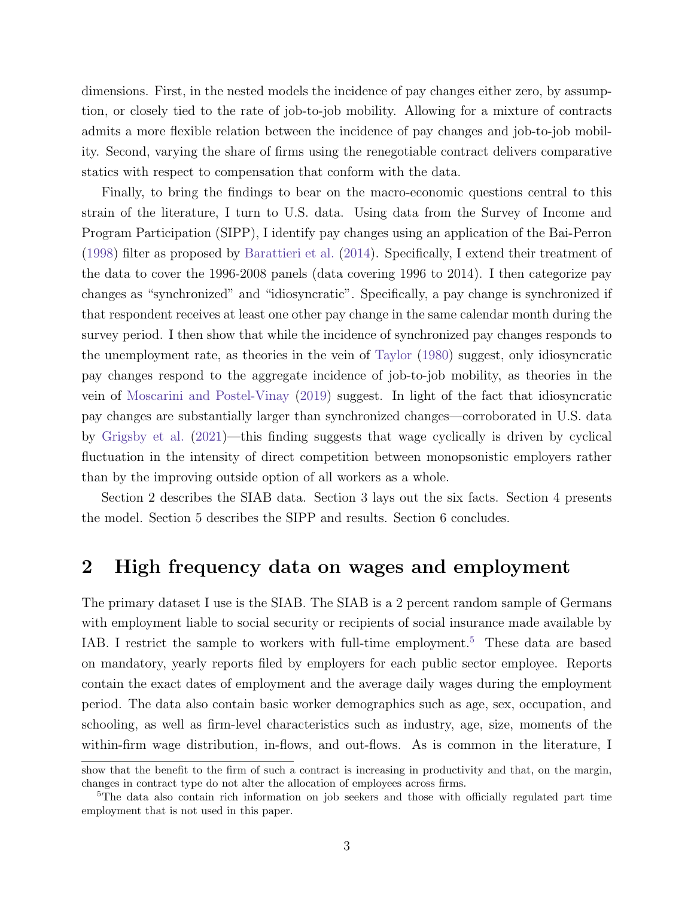dimensions. First, in the nested models the incidence of pay changes either zero, by assumption, or closely tied to the rate of job-to-job mobility. Allowing for a mixture of contracts admits a more flexible relation between the incidence of pay changes and job-to-job mobility. Second, varying the share of firms using the renegotiable contract delivers comparative statics with respect to compensation that conform with the data.

Finally, to bring the findings to bear on the macro-economic questions central to this strain of the literature, I turn to U.S. data. Using data from the Survey of Income and Program Participation (SIPP), I identify pay changes using an application of the Bai-Perron (1998) filter as proposed by Barattieri et al. (2014). Specifically, I extend their treatment of the data to cover the 1996-2008 panels (data covering 1996 to 2014). I then categorize pay changes as "synchronized" and "idiosyncratic". Specifically, a pay change is synchronized if that respondent receives at least one other pay change in the same calendar month during the survey period. I then show that while the incidence of synchronized pay changes responds to the unemployment rate, as theories in the vein of Taylor (1980) suggest, only idiosyncratic pay changes respond to the aggregate incidence of job-to-job mobility, as theories in the vein of Moscarini and Postel-Vinay (2019) suggest. In light of the fact that idiosyncratic pay changes are substantially larger than synchronized changes—corroborated in U.S. data by Grigsby et al. (2021)—this finding suggests that wage cyclically is driven by cyclical fluctuation in the intensity of direct competition between monopsonistic employers rather than by the improving outside option of all workers as a whole.

Section 2 describes the SIAB data. Section 3 lays out the six facts. Section 4 presents the model. Section 5 describes the SIPP and results. Section 6 concludes.

## 2 High frequency data on wages and employment

The primary dataset I use is the SIAB. The SIAB is a 2 percent random sample of Germans with employment liable to social security or recipients of social insurance made available by IAB. I restrict the sample to workers with full-time employment.[5] These data are based on mandatory, yearly reports filed by employers for each public sector employee. Reports contain the exact dates of employment and the average daily wages during the employment period. The data also contain basic worker demographics such as age, sex, occupation, and schooling, as well as firm-level characteristics such as industry, age, size, moments of the within-firm wage distribution, in-flows, and out-flows. As is common in the literature, I

show that the benefit to the firm of such a contract is increasing in productivity and that, on the margin, changes in contract type do not alter the allocation of employees across firms.

[5] The data also contain rich information on job seekers and those with officially regulated part time employment that is not used in this paper.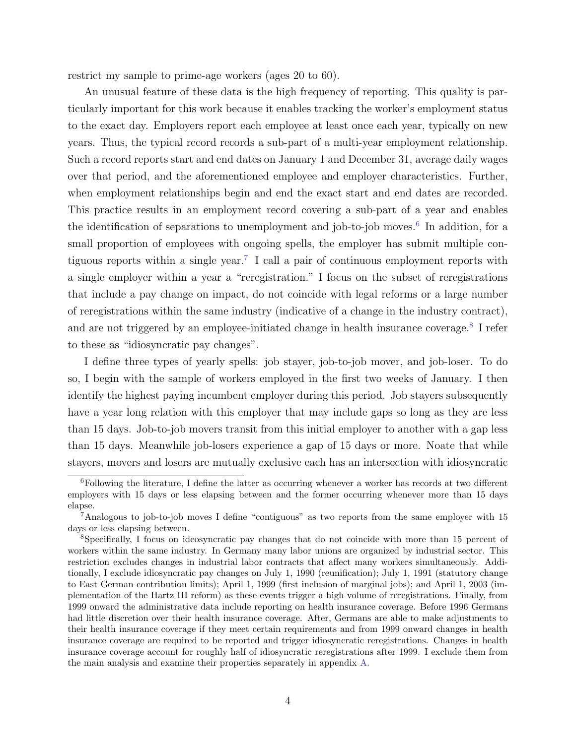restrict my sample to prime-age workers (ages 20 to 60).

An unusual feature of these data is the high frequency of reporting. This quality is particularly important for this work because it enables tracking the worker's employment status to the exact day. Employers report each employee at least once each year, typically on new years. Thus, the typical record records a sub-part of a multi-year employment relationship. Such a record reports start and end dates on January 1 and December 31, average daily wages over that period, and the aforementioned employee and employer characteristics. Further, when employment relationships begin and end the exact start and end dates are recorded. This practice results in an employment record covering a sub-part of a year and enables the identification of separations to unemployment and job-to-job moves.[6] In addition, for a small proportion of employees with ongoing spells, the employer has submit multiple contiguous reports within a single year.[7] I call a pair of continuous employment reports with a single employer within a year a "reregistration." I focus on the subset of reregistrations that include a pay change on impact, do not coincide with legal reforms or a large number of reregistrations within the same industry (indicative of a change in the industry contract), and are not triggered by an employee-initiated change in health insurance coverage.[8] I refer to these as "idiosyncratic pay changes".

I define three types of yearly spells: job stayer, job-to-job mover, and job-loser. To do so, I begin with the sample of workers employed in the first two weeks of January. I then identify the highest paying incumbent employer during this period. Job stayers subsequently have a year long relation with this employer that may include gaps so long as they are less than 15 days. Job-to-job movers transit from this initial employer to another with a gap less than 15 days. Meanwhile job-losers experience a gap of 15 days or more. Noate that while stayers, movers and losers are mutually exclusive each has an intersection with idiosyncratic

[6] Following the literature, I define the latter as occurring whenever a worker has records at two different employers with 15 days or less elapsing between and the former occurring whenever more than 15 days elapse.

[7] Analogous to job-to-job moves I define "contiguous" as two reports from the same employer with 15 days or less elapsing between.

[8] Specifically, I focus on ideosyncratic pay changes that do not coincide with more than 15 percent of workers within the same industry. In Germany many labor unions are organized by industrial sector. This restriction excludes changes in industrial labor contracts that affect many workers simultaneously. Additionally, I exclude idiosyncratic pay changes on July 1, 1990 (reunification); July 1, 1991 (statutory change to East German contribution limits); April 1, 1999 (first inclusion of marginal jobs); and April 1, 2003 (implementation of the Hartz III reform) as these events trigger a high volume of reregistrations. Finally, from 1999 onward the administrative data include reporting on health insurance coverage. Before 1996 Germans had little discretion over their health insurance coverage. After, Germans are able to make adjustments to their health insurance coverage if they meet certain requirements and from 1999 onward changes in health insurance coverage are required to be reported and trigger idiosyncratic reregistrations. Changes in health insurance coverage account for roughly half of idiosyncratic reregistrations after 1999. I exclude them from the main analysis and examine their properties separately in appendix A.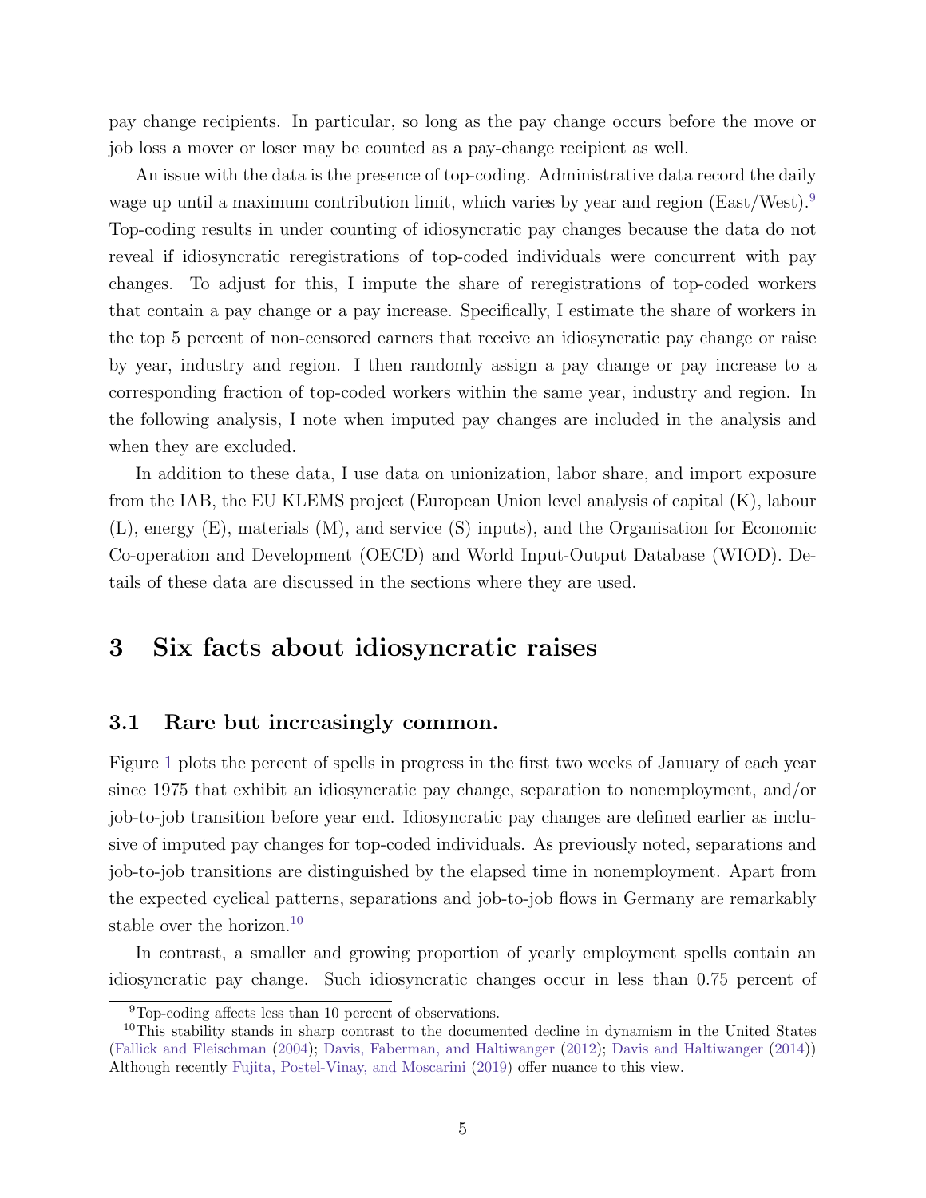pay change recipients. In particular, so long as the pay change occurs before the move or job loss a mover or loser may be counted as a pay-change recipient as well.

An issue with the data is the presence of top-coding. Administrative data record the daily wage up until a maximum contribution limit, which varies by year and region (East/West).[9] Top-coding results in under counting of idiosyncratic pay changes because the data do not reveal if idiosyncratic reregistrations of top-coded individuals were concurrent with pay changes. To adjust for this, I impute the share of reregistrations of top-coded workers that contain a pay change or a pay increase. Specifically, I estimate the share of workers in the top 5 percent of non-censored earners that receive an idiosyncratic pay change or raise by year, industry and region. I then randomly assign a pay change or pay increase to a corresponding fraction of top-coded workers within the same year, industry and region. In the following analysis, I note when imputed pay changes are included in the analysis and when they are excluded.

In addition to these data, I use data on unionization, labor share, and import exposure from the IAB, the EU KLEMS project (European Union level analysis of capital (K), labour (L), energy (E), materials (M), and service (S) inputs), and the Organisation for Economic Co-operation and Development (OECD) and World Input-Output Database (WIOD). Details of these data are discussed in the sections where they are used.

# 3 Six facts about idiosyncratic raises

## 3.1 Rare but increasingly common.

Figure 1 plots the percent of spells in progress in the first two weeks of January of each year since 1975 that exhibit an idiosyncratic pay change, separation to nonemployment, and/or job-to-job transition before year end. Idiosyncratic pay changes are defined earlier as inclusive of imputed pay changes for top-coded individuals. As previously noted, separations and job-to-job transitions are distinguished by the elapsed time in nonemployment. Apart from the expected cyclical patterns, separations and job-to-job flows in Germany are remarkably stable over the horizon.[10]

In contrast, a smaller and growing proportion of yearly employment spells contain an idiosyncratic pay change. Such idiosyncratic changes occur in less than 0.75 percent of

[9] Top-coding affects less than 10 percent of observations.

[10] This stability stands in sharp contrast to the documented decline in dynamism in the United States (Fallick and Fleischman (2004); Davis, Faberman, and Haltiwanger (2012); Davis and Haltiwanger (2014)) Although recently Fujita, Postel-Vinay, and Moscarini (2019) offer nuance to this view.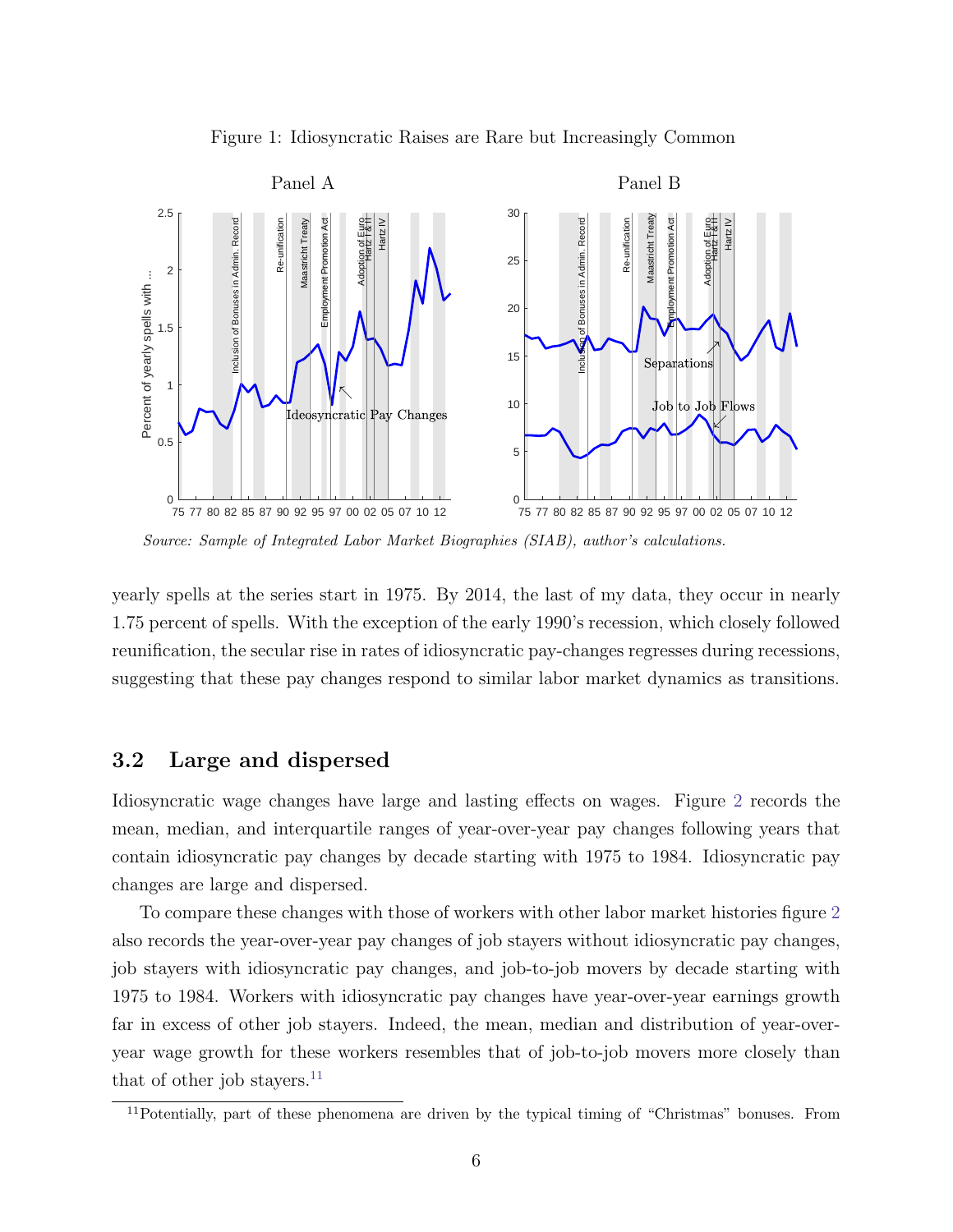Figure 1: Idiosyncratic Raises are Rare but Increasingly Common

*Source: Sample of Integrated Labor Market Biographies (SIAB), author's calculations.*

yearly spells at the series start in 1975. By 2014, the last of my data, they occur in nearly 1.75 percent of spells. With the exception of the early 1990's recession, which closely followed reunification, the secular rise in rates of idiosyncratic pay-changes regresses during recessions, suggesting that these pay changes respond to similar labor market dynamics as transitions.

## 3.2 Large and dispersed

Idiosyncratic wage changes have large and lasting effects on wages. Figure 2 records the mean, median, and interquartile ranges of year-over-year pay changes following years that contain idiosyncratic pay changes by decade starting with 1975 to 1984. Idiosyncratic pay changes are large and dispersed.

To compare these changes with those of workers with other labor market histories figure 2 also records the year-over-year pay changes of job stayers without idiosyncratic pay changes, job stayers with idiosyncratic pay changes, and job-to-job movers by decade starting with 1975 to 1984. Workers with idiosyncratic pay changes have year-over-year earnings growth far in excess of other job stayers. Indeed, the mean, median and distribution of year-over-year wage growth for these workers resembles that of job-to-job movers more closely than that of other job stayers.[11]

[11] Potentially, part of these phenomena are driven by the typical timing of "Christmas" bonuses. From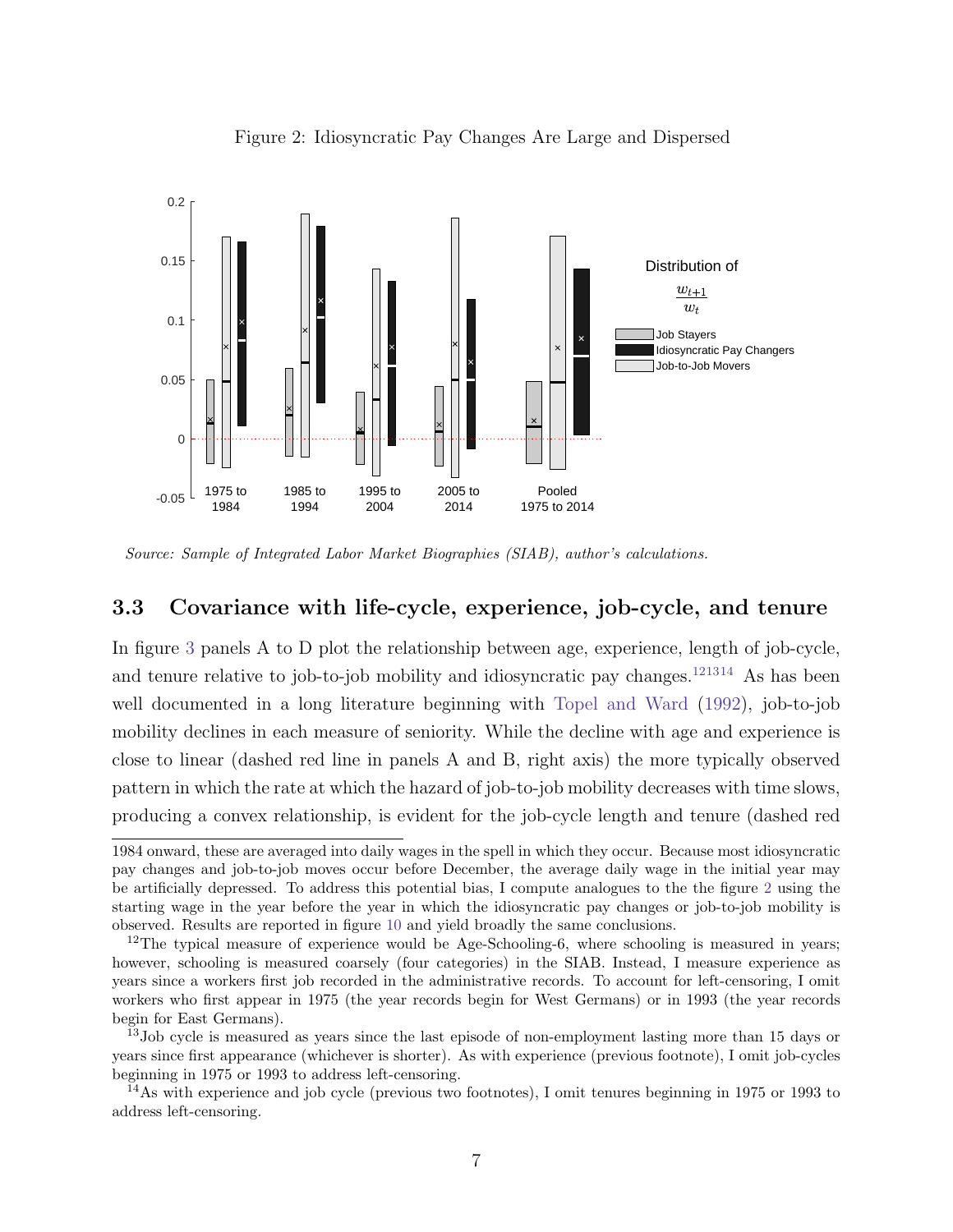Figure 2: Idiosyncratic Pay Changes Are Large and Dispersed

*Source: Sample of Integrated Labor Market Biographies (SIAB), author's calculations.*

### 3.3 Covariance with life-cycle, experience, job-cycle, and tenure

In figure 3 panels A to D plot the relationship between age, experience, length of job-cycle, and tenure relative to job-to-job mobility and idiosyncratic pay changes.[12][13][14] As has been well documented in a long literature beginning with Topel and Ward (1992), job-to-job mobility declines in each measure of seniority. While the decline with age and experience is close to linear (dashed red line in panels A and B, right axis) the more typically observed pattern in which the rate at which the hazard of job-to-job mobility decreases with time slows, producing a convex relationship, is evident for the job-cycle length and tenure (dashed red

---

1984 onward, these are averaged into daily wages in the spell in which they occur. Because most idiosyncratic pay changes and job-to-job moves occur before December, the average daily wage in the initial year may be artificially depressed. To address this potential bias, I compute analogues to the the figure 2 using the starting wage in the year before the year in which the idiosyncratic pay changes or job-to-job mobility is observed. Results are reported in figure 10 and yield broadly the same conclusions.

[12] The typical measure of experience would be Age-Schooling-6, where schooling is measured in years; however, schooling is measured coarsely (four categories) in the SIAB. Instead, I measure experience as years since a workers first job recorded in the administrative records. To account for left-censoring, I omit workers who first appear in 1975 (the year records begin for West Germans) or in 1993 (the year records begin for East Germans).

[13] Job cycle is measured as years since the last episode of non-employment lasting more than 15 days or years since first appearance (whichever is shorter). As with experience (previous footnote), I omit job-cycles beginning in 1975 or 1993 to address left-censoring.

[14] As with experience and job cycle (previous two footnotes), I omit tenures beginning in 1975 or 1993 to address left-censoring.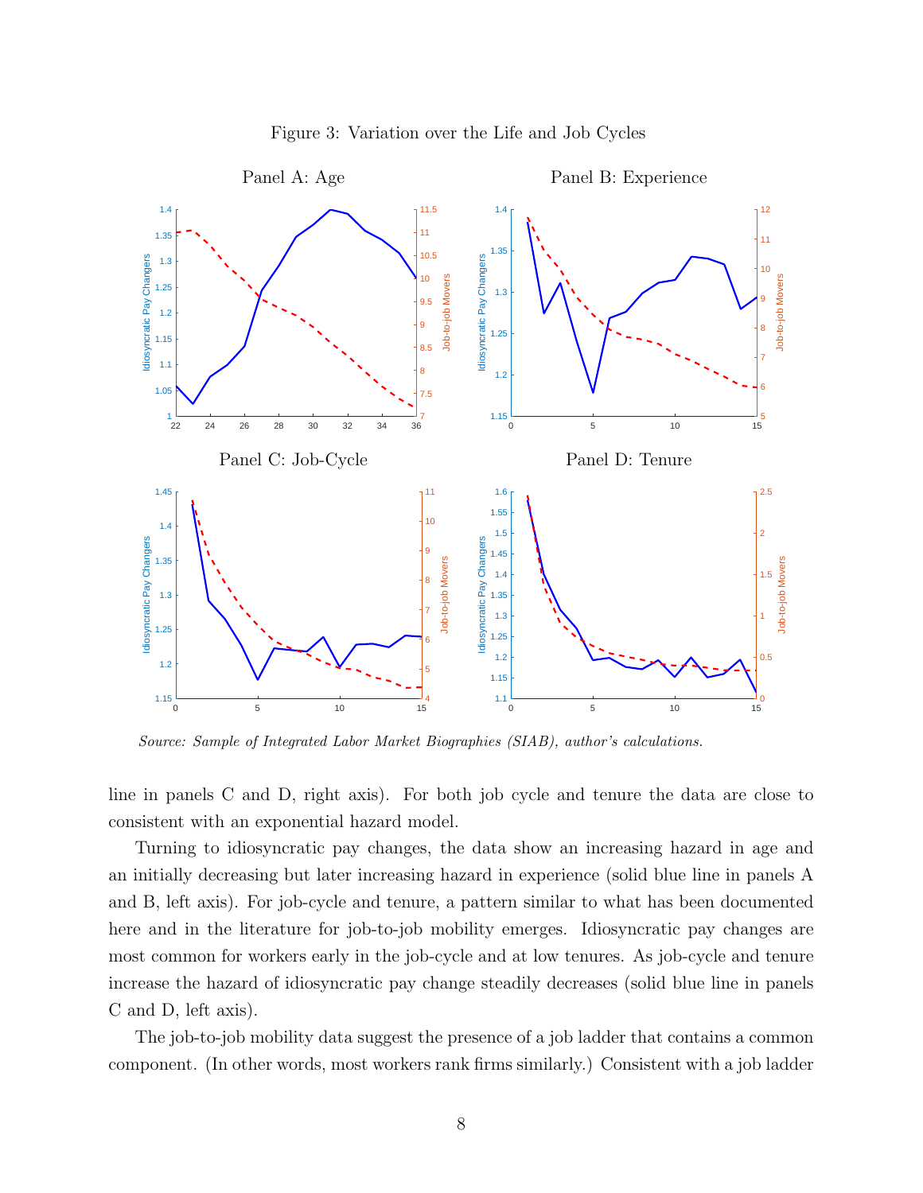Figure 3: Variation over the Life and Job Cycles

Panel A: Age

Panel B: Experience

Panel C: Job-Cycle

Panel D: Tenure

*Source: Sample of Integrated Labor Market Biographies (SIAB), author's calculations.*

line in panels C and D, right axis). For both job cycle and tenure the data are close to consistent with an exponential hazard model.

Turning to idiosyncratic pay changes, the data show an increasing hazard in age and an initially decreasing but later increasing hazard in experience (solid blue line in panels A and B, left axis). For job-cycle and tenure, a pattern similar to what has been documented here and in the literature for job-to-job mobility emerges. Idiosyncratic pay changes are most common for workers early in the job-cycle and at low tenures. As job-cycle and tenure increase the hazard of idiosyncratic pay change steadily decreases (solid blue line in panels C and D, left axis).

The job-to-job mobility data suggest the presence of a job ladder that contains a common component. (In other words, most workers rank firms similarly.) Consistent with a job ladder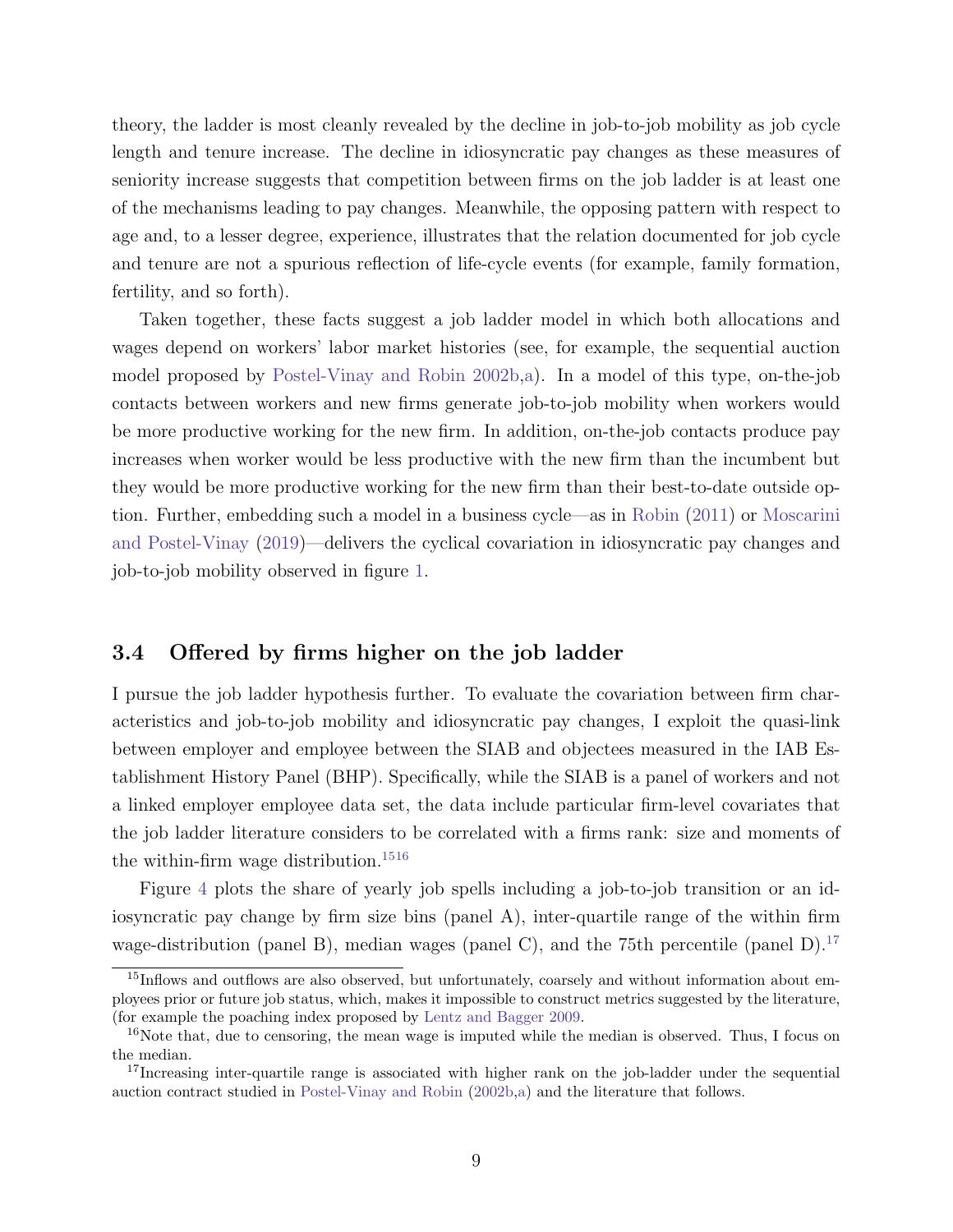theory, the ladder is most cleanly revealed by the decline in job-to-job mobility as job cycle length and tenure increase. The decline in idiosyncratic pay changes as these measures of seniority increase suggests that competition between firms on the job ladder is at least one of the mechanisms leading to pay changes. Meanwhile, the opposing pattern with respect to age and, to a lesser degree, experience, illustrates that the relation documented for job cycle and tenure are not a spurious reflection of life-cycle events (for example, family formation, fertility, and so forth).

Taken together, these facts suggest a job ladder model in which both allocations and wages depend on workers' labor market histories (see, for example, the sequential auction model proposed by Postel-Vinay and Robin 2002b,a). In a model of this type, on-the-job contacts between workers and new firms generate job-to-job mobility when workers would be more productive working for the new firm. In addition, on-the-job contacts produce pay increases when worker would be less productive with the new firm than the incumbent but they would be more productive working for the new firm than their best-to-date outside option. Further, embedding such a model in a business cycle—as in Robin (2011) or Moscarini and Postel-Vinay (2019)—delivers the cyclical covariation in idiosyncratic pay changes and job-to-job mobility observed in figure 1.

### 3.4 Offered by firms higher on the job ladder

I pursue the job ladder hypothesis further. To evaluate the covariation between firm characteristics and job-to-job mobility and idiosyncratic pay changes, I exploit the quasi-link between employer and employee between the SIAB and objectees measured in the IAB Establishment History Panel (BHP). Specifically, while the SIAB is a panel of workers and not a linked employer employee data set, the data include particular firm-level covariates that the job ladder literature considers to be correlated with a firms rank: size and moments of the within-firm wage distribution.[15][16]

Figure 4 plots the share of yearly job spells including a job-to-job transition or an idiosyncratic pay change by firm size bins (panel A), inter-quartile range of the within firm wage-distribution (panel B), median wages (panel C), and the 75th percentile (panel D).[17]

[15] Inflows and outflows are also observed, but unfortunately, coarsely and without information about employees prior or future job status, which, makes it impossible to construct metrics suggested by the literature, (for example the poaching index proposed by Lentz and Bagger 2009.

[16] Note that, due to censoring, the mean wage is imputed while the median is observed. Thus, I focus on the median.

[17] Increasing inter-quartile range is associated with higher rank on the job-ladder under the sequential auction contract studied in Postel-Vinay and Robin (2002b,a) and the literature that follows.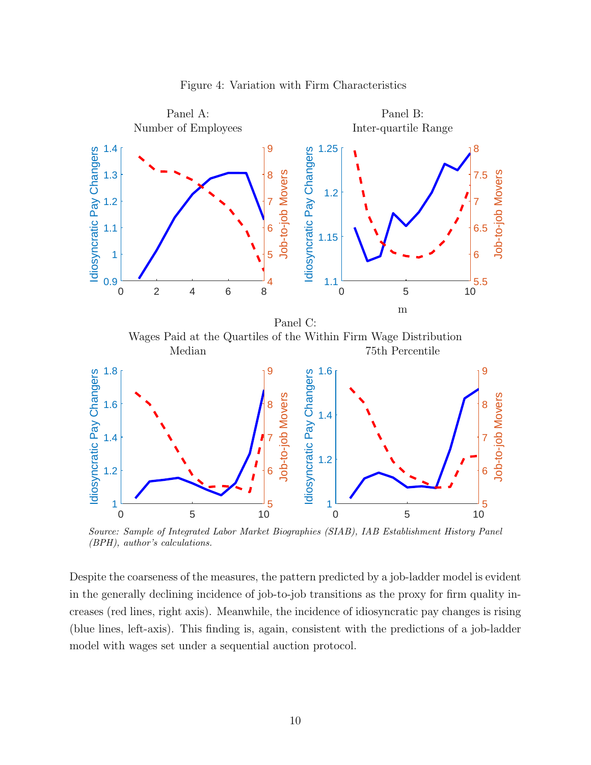Figure 4: Variation with Firm Characteristics

Panel A: Number of Employees

Panel B: Inter-quartile Range

Panel C: Wages Paid at the Quartiles of the Within Firm Wage Distribution

Median

75th Percentile

*Source: Sample of Integrated Labor Market Biographies (SIAB), IAB Establishment History Panel (BPH), author's calculations.*

Despite the coarseness of the measures, the pattern predicted by a job-ladder model is evident in the generally declining incidence of job-to-job transitions as the proxy for firm quality increases (red lines, right axis). Meanwhile, the incidence of idiosyncratic pay changes is rising (blue lines, left-axis). This finding is, again, consistent with the predictions of a job-ladder model with wages set under a sequential auction protocol.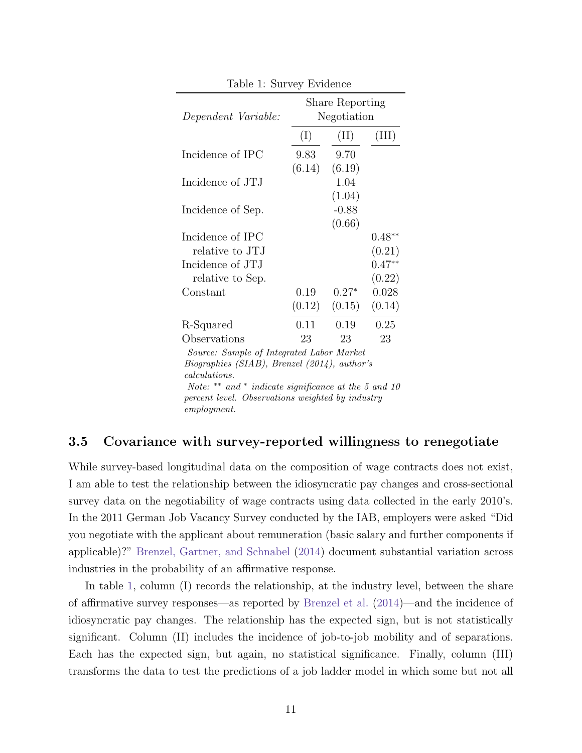Table 1: Survey Evidence

| *Dependent Variable:* | Share Reporting Negotiation | | |
|---|---|---|---|
| | (I) | (II) | (III) |
| Incidence of IPC | 9.83 | 9.70 | |
| | (6.14) | (6.19) | |
| Incidence of JTJ | | 1.04 | |
| | | (1.04) | |
| Incidence of Sep. | | -0.88 | |
| | | (0.66) | |
| Incidence of IPC relative to JTJ | | | $0.48^{**}$ |
| | | | (0.21) |
| Incidence of JTJ relative to Sep. | | | $0.47^{**}$ |
| | | | (0.22) |
| Constant | 0.19 | $0.27^{*}$ | 0.028 |
| | (0.12) | (0.15) | (0.14) |
| R-Squared | 0.11 | 0.19 | 0.25 |
| Observations | 23 | 23 | 23 |

*Source: Sample of Integrated Labor Market Biographies (SIAB), Brenzel (2014), author's calculations.*
*Note: $^{**}$ and $^{*}$ indicate significance at the 5 and 10 percent level. Observations weighted by industry employment.*

### 3.5 Covariance with survey-reported willingness to renegotiate

While survey-based longitudinal data on the composition of wage contracts does not exist, I am able to test the relationship between the idiosyncratic pay changes and cross-sectional survey data on the negotiability of wage contracts using data collected in the early 2010's. In the 2011 German Job Vacancy Survey conducted by the IAB, employers were asked "Did you negotiate with the applicant about remuneration (basic salary and further components if applicable)?" Brenzel, Gartner, and Schnabel (2014) document substantial variation across industries in the probability of an affirmative response.

In table 1, column (I) records the relationship, at the industry level, between the share of affirmative survey responses—as reported by Brenzel et al. (2014)—and the incidence of idiosyncratic pay changes. The relationship has the expected sign, but is not statistically significant. Column (II) includes the incidence of job-to-job mobility and of separations. Each has the expected sign, but again, no statistical significance. Finally, column (III) transforms the data to test the predictions of a job ladder model in which some but not all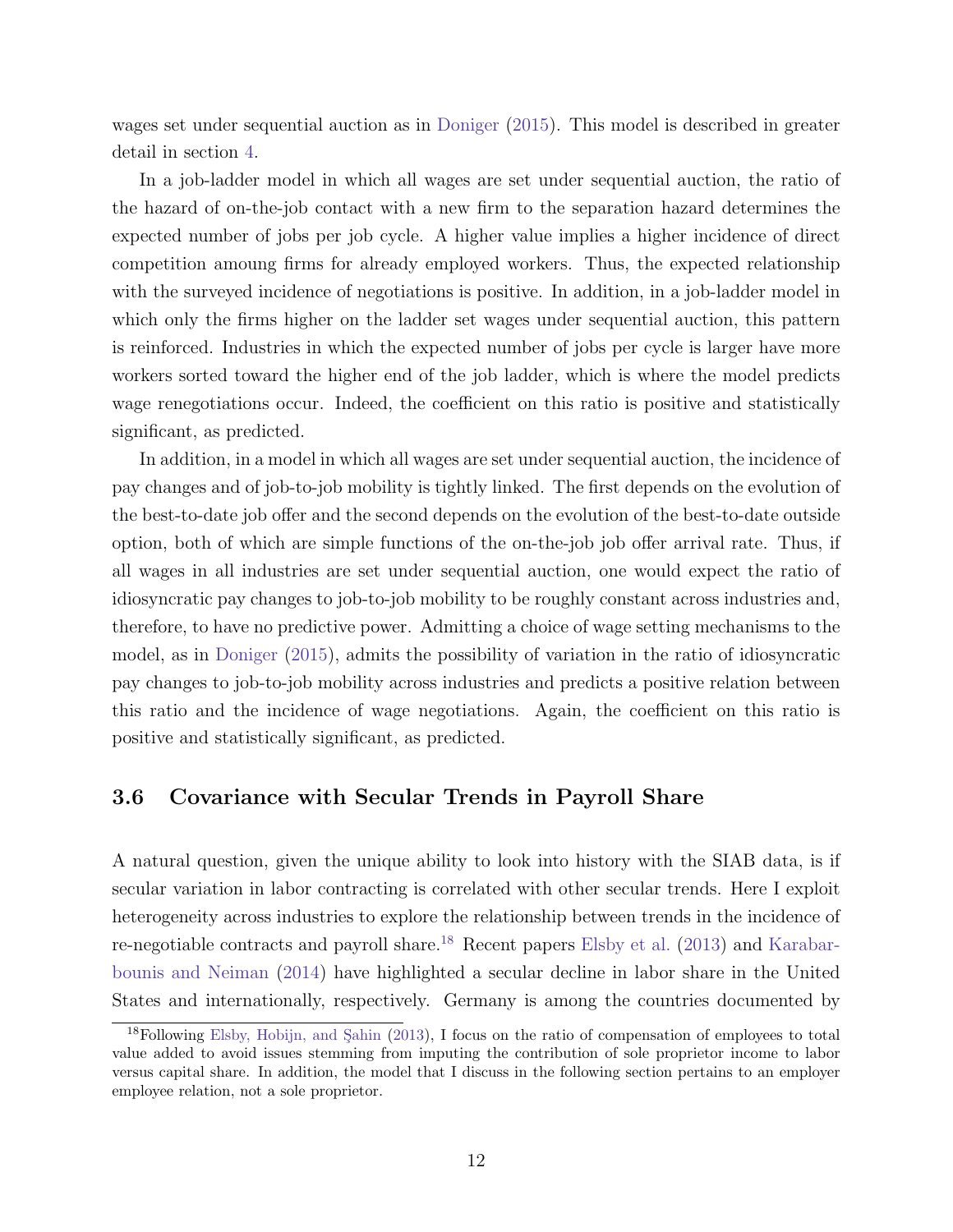wages set under sequential auction as in Doniger (2015). This model is described in greater detail in section 4.

In a job-ladder model in which all wages are set under sequential auction, the ratio of the hazard of on-the-job contact with a new firm to the separation hazard determines the expected number of jobs per job cycle. A higher value implies a higher incidence of direct competition amoung firms for already employed workers. Thus, the expected relationship with the surveyed incidence of negotiations is positive. In addition, in a job-ladder model in which only the firms higher on the ladder set wages under sequential auction, this pattern is reinforced. Industries in which the expected number of jobs per cycle is larger have more workers sorted toward the higher end of the job ladder, which is where the model predicts wage renegotiations occur. Indeed, the coefficient on this ratio is positive and statistically significant, as predicted.

In addition, in a model in which all wages are set under sequential auction, the incidence of pay changes and of job-to-job mobility is tightly linked. The first depends on the evolution of the best-to-date job offer and the second depends on the evolution of the best-to-date outside option, both of which are simple functions of the on-the-job job offer arrival rate. Thus, if all wages in all industries are set under sequential auction, one would expect the ratio of idiosyncratic pay changes to job-to-job mobility to be roughly constant across industries and, therefore, to have no predictive power. Admitting a choice of wage setting mechanisms to the model, as in Doniger (2015), admits the possibility of variation in the ratio of idiosyncratic pay changes to job-to-job mobility across industries and predicts a positive relation between this ratio and the incidence of wage negotiations. Again, the coefficient on this ratio is positive and statistically significant, as predicted.

### 3.6 Covariance with Secular Trends in Payroll Share

A natural question, given the unique ability to look into history with the SIAB data, is if secular variation in labor contracting is correlated with other secular trends. Here I exploit heterogeneity across industries to explore the relationship between trends in the incidence of re-negotiable contracts and payroll share.[18] Recent papers Elsby et al. (2013) and Karabarbounis and Neiman (2014) have highlighted a secular decline in labor share in the United States and internationally, respectively. Germany is among the countries documented by

[18] Following Elsby, Hobijn, and Şahin (2013), I focus on the ratio of compensation of employees to total value added to avoid issues stemming from imputing the contribution of sole proprietor income to labor versus capital share. In addition, the model that I discuss in the following section pertains to an employer employee relation, not a sole proprietor.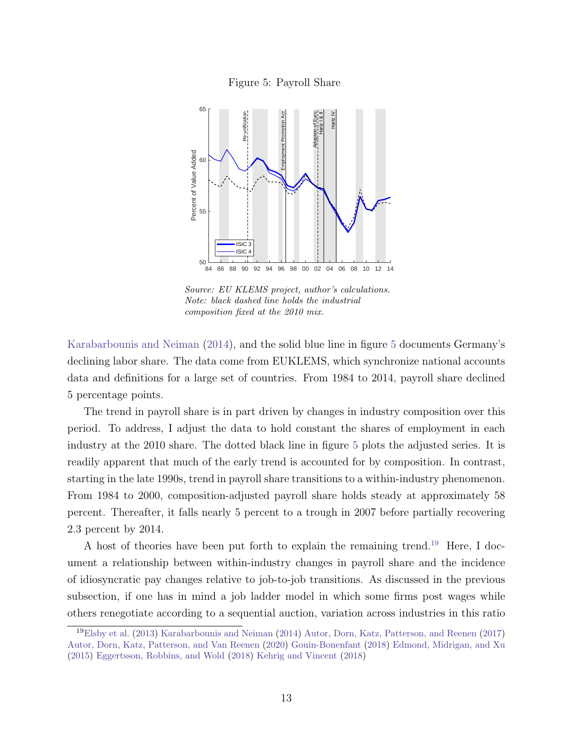Figure 5: Payroll Share

*Source: EU KLEMS project, author's calculations.*
*Note: black dashed line holds the industrial composition fixed at the 2010 mix.*

Karabarbounis and Neiman (2014), and the solid blue line in figure 5 documents Germany's declining labor share. The data come from EUKLEMS, which synchronize national accounts data and definitions for a large set of countries. From 1984 to 2014, payroll share declined 5 percentage points.

The trend in payroll share is in part driven by changes in industry composition over this period. To address, I adjust the data to hold constant the shares of employment in each industry at the 2010 share. The dotted black line in figure 5 plots the adjusted series. It is readily apparent that much of the early trend is accounted for by composition. In contrast, starting in the late 1990s, trend in payroll share transitions to a within-industry phenomenon. From 1984 to 2000, composition-adjusted payroll share holds steady at approximately 58 percent. Thereafter, it falls nearly 5 percent to a trough in 2007 before partially recovering 2.3 percent by 2014.

A host of theories have been put forth to explain the remaining trend.[19] Here, I document a relationship between within-industry changes in payroll share and the incidence of idiosyncratic pay changes relative to job-to-job transitions. As discussed in the previous subsection, if one has in mind a job ladder model in which some firms post wages while others renegotiate according to a sequential auction, variation across industries in this ratio

[19] Elsby et al. (2013) Karabarbounis and Neiman (2014) Autor, Dorn, Katz, Patterson, and Reenen (2017) Autor, Dorn, Katz, Patterson, and Van Reenen (2020) Gouin-Bonenfant (2018) Edmond, Midrigan, and Xu (2015) Eggertsson, Robbins, and Wold (2018) Kehrig and Vincent (2018)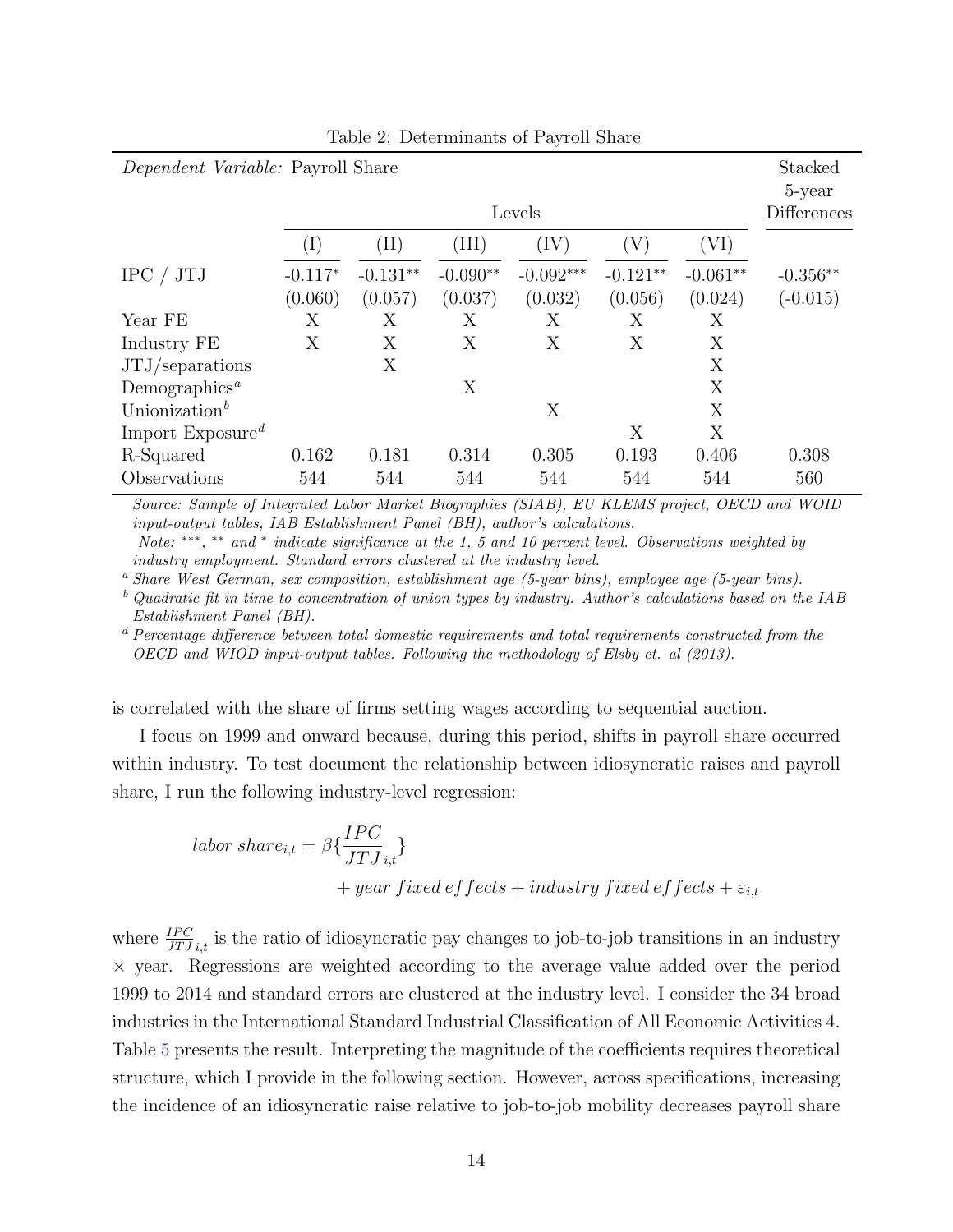Table 2: Determinants of Payroll Share

| *Dependent Variable:* Payroll Share | Levels | | | | | | Stacked 5-year Differences |
|---|---|---|---|---|---|---|---|
| | (I) | (II) | (III) | (IV) | (V) | (VI) | |
| IPC / JTJ | -0.117* | -0.131** | -0.090** | -0.092*** | -0.121** | -0.061** | -0.356** |
| | (0.060) | (0.057) | (0.037) | (0.032) | (0.056) | (0.024) | (-0.015) |
| Year FE | X | X | X | X | X | X | |
| Industry FE | X | X | X | X | X | X | |
| JTJ/separations | | X | | | | X | |
| Demographics[a] | | | X | | | X | |
| Unionization[b] | | | | X | | X | |
| Import Exposure[d] | | | | | X | X | |
| R-Squared | 0.162 | 0.181 | 0.314 | 0.305 | 0.193 | 0.406 | 0.308 |
| Observations | 544 | 544 | 544 | 544 | 544 | 544 | 560 |

*Source: Sample of Integrated Labor Market Biographies (SIAB), EU KLEMS project, OECD and WOID input-output tables, IAB Establishment Panel (BH), author's calculations.*

*Note: \*\*\*, \*\* and \* indicate significance at the 1, 5 and 10 percent level. Observations weighted by industry employment. Standard errors clustered at the industry level.*

[a] *Share West German, sex composition, establishment age (5-year bins), employee age (5-year bins).*

[b] *Quadratic fit in time to concentration of union types by industry. Author's calculations based on the IAB Establishment Panel (BH).*

[d] *Percentage difference between total domestic requirements and total requirements constructed from the OECD and WIOD input-output tables. Following the methodology of Elsby et. al (2013).*

is correlated with the share of firms setting wages according to sequential auction.

I focus on 1999 and onward because, during this period, shifts in payroll share occurred within industry. To test document the relationship between idiosyncratic raises and payroll share, I run the following industry-level regression:

$$labor\ share_{i,t} = \beta\{\frac{IPC}{JTJ}_{i,t}\} + year\ fixed\,effects + industry\ fixed\,effects + \varepsilon_{i,t}$$

where $\frac{IPC}{JTJ}_{i,t}$ is the ratio of idiosyncratic pay changes to job-to-job transitions in an industry $\times$ year. Regressions are weighted according to the average value added over the period 1999 to 2014 and standard errors are clustered at the industry level. I consider the 34 broad industries in the International Standard Industrial Classification of All Economic Activities 4. Table 5 presents the result. Interpreting the magnitude of the coefficients requires theoretical structure, which I provide in the following section. However, across specifications, increasing the incidence of an idiosyncratic raise relative to job-to-job mobility decreases payroll share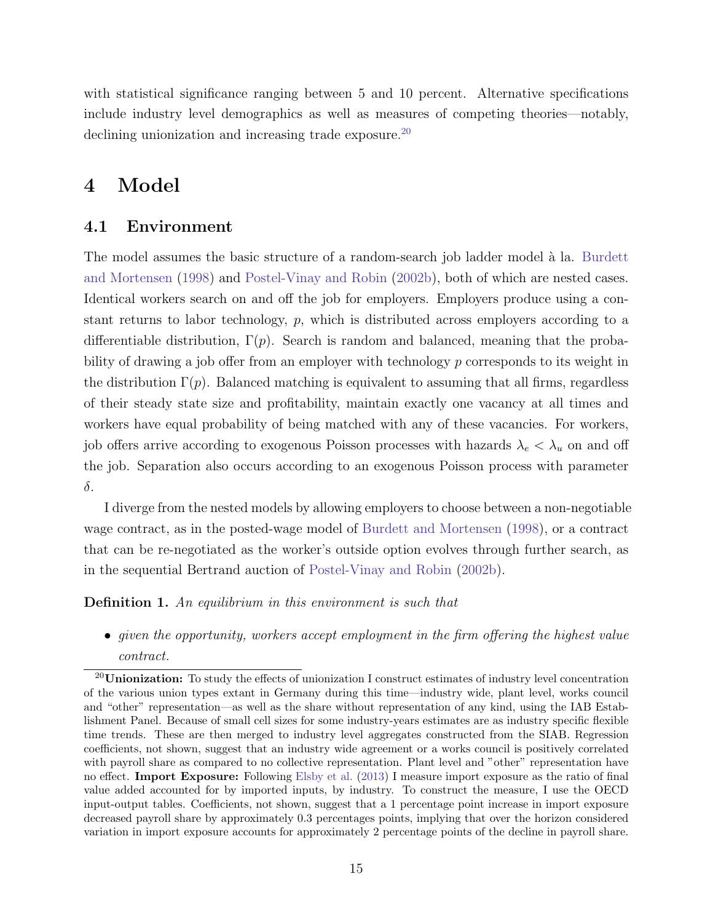with statistical significance ranging between 5 and 10 percent. Alternative specifications include industry level demographics as well as measures of competing theories—notably, declining unionization and increasing trade exposure.[20]

# 4 Model

## 4.1 Environment

The model assumes the basic structure of a random-search job ladder model à la. Burdett and Mortensen (1998) and Postel-Vinay and Robin (2002b), both of which are nested cases. Identical workers search on and off the job for employers. Employers produce using a constant returns to labor technology, $p$, which is distributed across employers according to a differentiable distribution, $\Gamma(p)$. Search is random and balanced, meaning that the probability of drawing a job offer from an employer with technology $p$ corresponds to its weight in the distribution $\Gamma(p)$. Balanced matching is equivalent to assuming that all firms, regardless of their steady state size and profitability, maintain exactly one vacancy at all times and workers have equal probability of being matched with any of these vacancies. For workers, job offers arrive according to exogenous Poisson processes with hazards $\lambda_e < \lambda_u$ on and off the job. Separation also occurs according to an exogenous Poisson process with parameter $\delta$.

I diverge from the nested models by allowing employers to choose between a non-negotiable wage contract, as in the posted-wage model of Burdett and Mortensen (1998), or a contract that can be re-negotiated as the worker's outside option evolves through further search, as in the sequential Bertrand auction of Postel-Vinay and Robin (2002b).

**Definition 1.** *An equilibrium in this environment is such that*

- *given the opportunity, workers accept employment in the firm offering the highest value contract.*

[20] **Unionization:** To study the effects of unionization I construct estimates of industry level concentration of the various union types extant in Germany during this time—industry wide, plant level, works council and "other" representation—as well as the share without representation of any kind, using the IAB Establishment Panel. Because of small cell sizes for some industry-years estimates are as industry specific flexible time trends. These are then merged to industry level aggregates constructed from the SIAB. Regression coefficients, not shown, suggest that an industry wide agreement or a works council is positively correlated with payroll share as compared to no collective representation. Plant level and "other" representation have no effect. **Import Exposure:** Following Elsby et al. (2013) I measure import exposure as the ratio of final value added accounted for by imported inputs, by industry. To construct the measure, I use the OECD input-output tables. Coefficients, not shown, suggest that a 1 percentage point increase in import exposure decreased payroll share by approximately 0.3 percentages points, implying that over the horizon considered variation in import exposure accounts for approximately 2 percentage points of the decline in payroll share.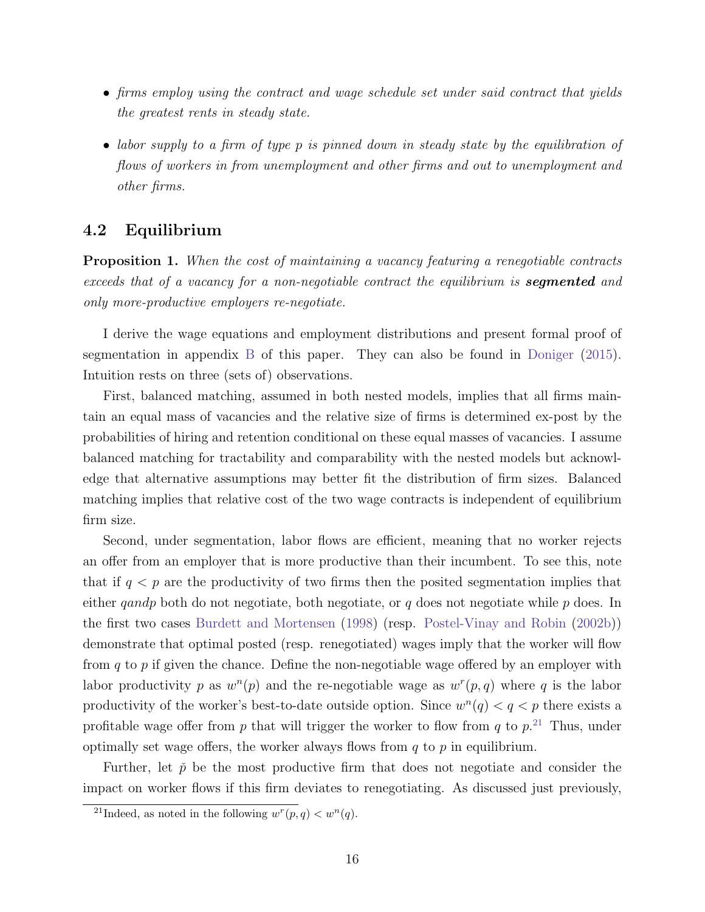- *firms employ using the contract and wage schedule set under said contract that yields the greatest rents in steady state.*
- *labor supply to a firm of type p is pinned down in steady state by the equilibration of flows of workers in from unemployment and other firms and out to unemployment and other firms.*

## 4.2 Equilibrium

**Proposition 1.** *When the cost of maintaining a vacancy featuring a renegotiable contracts exceeds that of a vacancy for a non-negotiable contract the equilibrium is* ***segmented*** *and only more-productive employers re-negotiate.*

I derive the wage equations and employment distributions and present formal proof of segmentation in appendix B of this paper. They can also be found in Doniger (2015). Intuition rests on three (sets of) observations.

First, balanced matching, assumed in both nested models, implies that all firms maintain an equal mass of vacancies and the relative size of firms is determined ex-post by the probabilities of hiring and retention conditional on these equal masses of vacancies. I assume balanced matching for tractability and comparability with the nested models but acknowledge that alternative assumptions may better fit the distribution of firm sizes. Balanced matching implies that relative cost of the two wage contracts is independent of equilibrium firm size.

Second, under segmentation, labor flows are efficient, meaning that no worker rejects an offer from an employer that is more productive than their incumbent. To see this, note that if $q < p$ are the productivity of two firms then the posited segmentation implies that either $qandp$ both do not negotiate, both negotiate, or $q$ does not negotiate while $p$ does. In the first two cases Burdett and Mortensen (1998) (resp. Postel-Vinay and Robin (2002b)) demonstrate that optimal posted (resp. renegotiated) wages imply that the worker will flow from $q$ to $p$ if given the chance. Define the non-negotiable wage offered by an employer with labor productivity $p$ as $w^n(p)$ and the re-negotiable wage as $w^r(p, q)$ where $q$ is the labor productivity of the worker's best-to-date outside option. Since $w^n(q) < q < p$ there exists a profitable wage offer from $p$ that will trigger the worker to flow from $q$ to $p$.[21] Thus, under optimally set wage offers, the worker always flows from $q$ to $p$ in equilibrium.

Further, let $\check{p}$ be the most productive firm that does not negotiate and consider the impact on worker flows if this firm deviates to renegotiating. As discussed just previously,

[21] Indeed, as noted in the following $w^r(p, q) < w^n(q)$.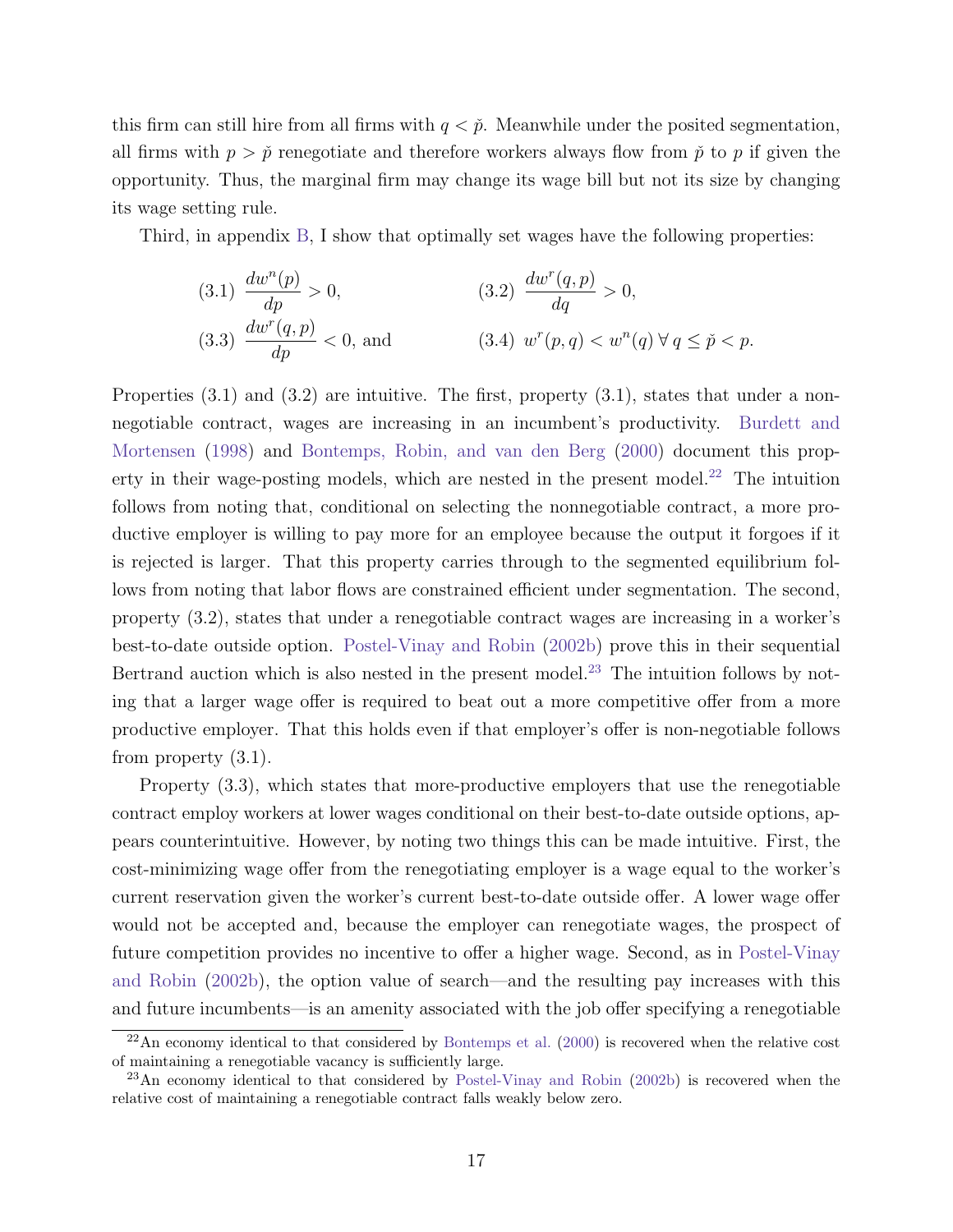this firm can still hire from all firms with $q < \check{p}$. Meanwhile under the posited segmentation, all firms with $p > \check{p}$ renegotiate and therefore workers always flow from $\check{p}$ to $p$ if given the opportunity. Thus, the marginal firm may change its wage bill but not its size by changing its wage setting rule.

Third, in appendix B, I show that optimally set wages have the following properties:

$$\text{(3.1)}\ \frac{dw^n(p)}{dp} > 0, \qquad \text{(3.2)}\ \frac{dw^r(q,p)}{dq} > 0,$$

$$\text{(3.3)}\ \frac{dw^r(q,p)}{dp} < 0, \text{ and} \qquad \text{(3.4)}\ w^r(p,q) < w^n(q)\ \forall\, q \leq \check{p} < p.$$

Properties (3.1) and (3.2) are intuitive. The first, property (3.1), states that under a nonnegotiable contract, wages are increasing in an incumbent's productivity. Burdett and Mortensen (1998) and Bontemps, Robin, and van den Berg (2000) document this property in their wage-posting models, which are nested in the present model.[22] The intuition follows from noting that, conditional on selecting the nonnegotiable contract, a more productive employer is willing to pay more for an employee because the output it forgoes if it is rejected is larger. That this property carries through to the segmented equilibrium follows from noting that labor flows are constrained efficient under segmentation. The second, property (3.2), states that under a renegotiable contract wages are increasing in a worker's best-to-date outside option. Postel-Vinay and Robin (2002b) prove this in their sequential Bertrand auction which is also nested in the present model.[23] The intuition follows by noting that a larger wage offer is required to beat out a more competitive offer from a more productive employer. That this holds even if that employer's offer is non-negotiable follows from property (3.1).

Property (3.3), which states that more-productive employers that use the renegotiable contract employ workers at lower wages conditional on their best-to-date outside options, appears counterintuitive. However, by noting two things this can be made intuitive. First, the cost-minimizing wage offer from the renegotiating employer is a wage equal to the worker's current reservation given the worker's current best-to-date outside offer. A lower wage offer would not be accepted and, because the employer can renegotiate wages, the prospect of future competition provides no incentive to offer a higher wage. Second, as in Postel-Vinay and Robin (2002b), the option value of search—and the resulting pay increases with this and future incumbents—is an amenity associated with the job offer specifying a renegotiable

[22] An economy identical to that considered by Bontemps et al. (2000) is recovered when the relative cost of maintaining a renegotiable vacancy is sufficiently large.

[23] An economy identical to that considered by Postel-Vinay and Robin (2002b) is recovered when the relative cost of maintaining a renegotiable contract falls weakly below zero.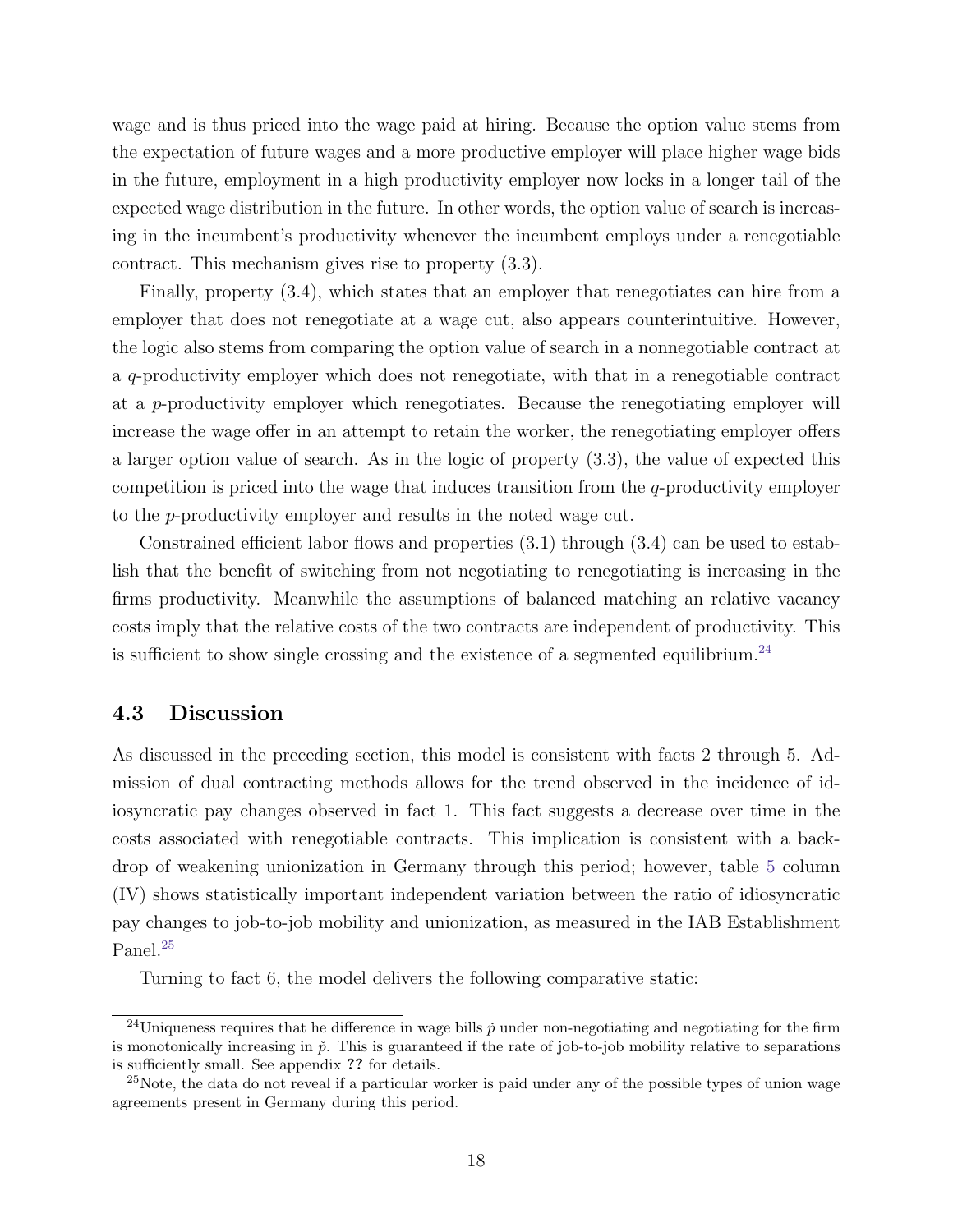wage and is thus priced into the wage paid at hiring. Because the option value stems from the expectation of future wages and a more productive employer will place higher wage bids in the future, employment in a high productivity employer now locks in a longer tail of the expected wage distribution in the future. In other words, the option value of search is increasing in the incumbent's productivity whenever the incumbent employs under a renegotiable contract. This mechanism gives rise to property (3.3).

Finally, property (3.4), which states that an employer that renegotiates can hire from a employer that does not renegotiate at a wage cut, also appears counterintuitive. However, the logic also stems from comparing the option value of search in a nonnegotiable contract at a $q$-productivity employer which does not renegotiate, with that in a renegotiable contract at a $p$-productivity employer which renegotiates. Because the renegotiating employer will increase the wage offer in an attempt to retain the worker, the renegotiating employer offers a larger option value of search. As in the logic of property (3.3), the value of expected this competition is priced into the wage that induces transition from the $q$-productivity employer to the $p$-productivity employer and results in the noted wage cut.

Constrained efficient labor flows and properties (3.1) through (3.4) can be used to establish that the benefit of switching from not negotiating to renegotiating is increasing in the firms productivity. Meanwhile the assumptions of balanced matching an relative vacancy costs imply that the relative costs of the two contracts are independent of productivity. This is sufficient to show single crossing and the existence of a segmented equilibrium.[24]

## 4.3 Discussion

As discussed in the preceding section, this model is consistent with facts 2 through 5. Admission of dual contracting methods allows for the trend observed in the incidence of idiosyncratic pay changes observed in fact 1. This fact suggests a decrease over time in the costs associated with renegotiable contracts. This implication is consistent with a backdrop of weakening unionization in Germany through this period; however, table 5 column (IV) shows statistically important independent variation between the ratio of idiosyncratic pay changes to job-to-job mobility and unionization, as measured in the IAB Establishment Panel.[25]

Turning to fact 6, the model delivers the following comparative static:

[24]Uniqueness requires that he difference in wage bills $\check{p}$ under non-negotiating and negotiating for the firm is monotonically increasing in $\check{p}$. This is guaranteed if the rate of job-to-job mobility relative to separations is sufficiently small. See appendix ?? for details.

[25]Note, the data do not reveal if a particular worker is paid under any of the possible types of union wage agreements present in Germany during this period.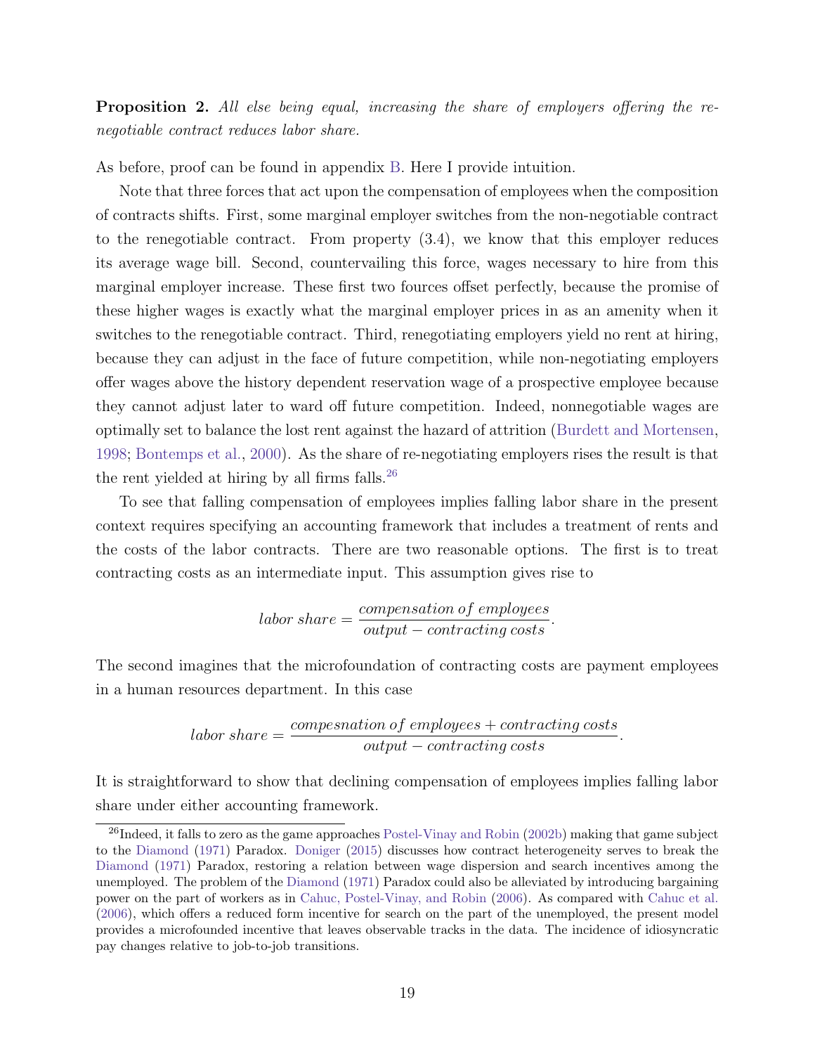**Proposition 2.** *All else being equal, increasing the share of employers offering the re-negotiable contract reduces labor share.*

As before, proof can be found in appendix B. Here I provide intuition.

Note that three forces that act upon the compensation of employees when the composition of contracts shifts. First, some marginal employer switches from the non-negotiable contract to the renegotiable contract. From property (3.4), we know that this employer reduces its average wage bill. Second, countervailing this force, wages necessary to hire from this marginal employer increase. These first two fources offset perfectly, because the promise of these higher wages is exactly what the marginal employer prices in as an amenity when it switches to the renegotiable contract. Third, renegotiating employers yield no rent at hiring, because they can adjust in the face of future competition, while non-negotiating employers offer wages above the history dependent reservation wage of a prospective employee because they cannot adjust later to ward off future competition. Indeed, nonnegotiable wages are optimally set to balance the lost rent against the hazard of attrition (Burdett and Mortensen, 1998; Bontemps et al., 2000). As the share of re-negotiating employers rises the result is that the rent yielded at hiring by all firms falls.[26]

To see that falling compensation of employees implies falling labor share in the present context requires specifying an accounting framework that includes a treatment of rents and the costs of the labor contracts. There are two reasonable options. The first is to treat contracting costs as an intermediate input. This assumption gives rise to

$$labor\ share = \frac{compensation\ of\ employees}{output - contracting\ costs}.$$

The second imagines that the microfoundation of contracting costs are payment employees in a human resources department. In this case

$$labor\ share = \frac{compesnation\ of\ employees + contracting\ costs}{output - contracting\ costs}.$$

It is straightforward to show that declining compensation of employees implies falling labor share under either accounting framework.

[26] Indeed, it falls to zero as the game approaches Postel-Vinay and Robin (2002b) making that game subject to the Diamond (1971) Paradox. Doniger (2015) discusses how contract heterogeneity serves to break the Diamond (1971) Paradox, restoring a relation between wage dispersion and search incentives among the unemployed. The problem of the Diamond (1971) Paradox could also be alleviated by introducing bargaining power on the part of workers as in Cahuc, Postel-Vinay, and Robin (2006). As compared with Cahuc et al. (2006), which offers a reduced form incentive for search on the part of the unemployed, the present model provides a microfounded incentive that leaves observable tracks in the data. The incidence of idiosyncratic pay changes relative to job-to-job transitions.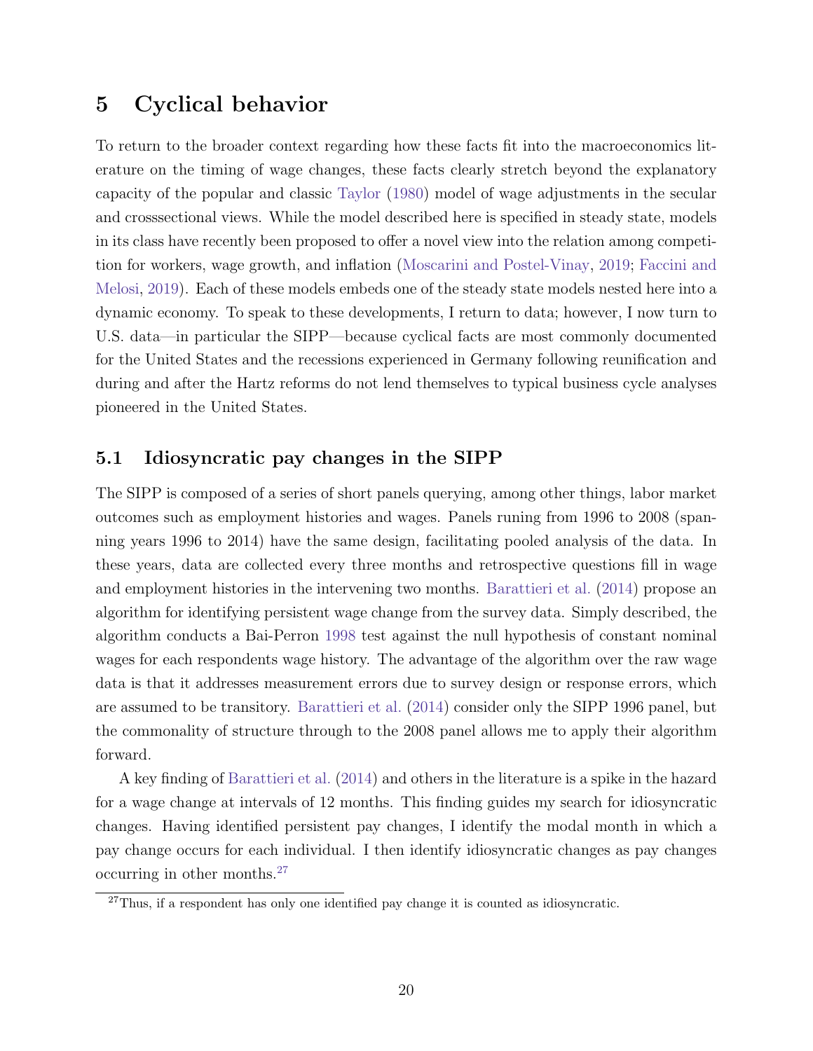# 5 Cyclical behavior

To return to the broader context regarding how these facts fit into the macroeconomics literature on the timing of wage changes, these facts clearly stretch beyond the explanatory capacity of the popular and classic Taylor (1980) model of wage adjustments in the secular and crosssectional views. While the model described here is specified in steady state, models in its class have recently been proposed to offer a novel view into the relation among competition for workers, wage growth, and inflation (Moscarini and Postel-Vinay, 2019; Faccini and Melosi, 2019). Each of these models embeds one of the steady state models nested here into a dynamic economy. To speak to these developments, I return to data; however, I now turn to U.S. data—in particular the SIPP—because cyclical facts are most commonly documented for the United States and the recessions experienced in Germany following reunification and during and after the Hartz reforms do not lend themselves to typical business cycle analyses pioneered in the United States.

## 5.1 Idiosyncratic pay changes in the SIPP

The SIPP is composed of a series of short panels querying, among other things, labor market outcomes such as employment histories and wages. Panels runing from 1996 to 2008 (spanning years 1996 to 2014) have the same design, facilitating pooled analysis of the data. In these years, data are collected every three months and retrospective questions fill in wage and employment histories in the intervening two months. Barattieri et al. (2014) propose an algorithm for identifying persistent wage change from the survey data. Simply described, the algorithm conducts a Bai-Perron 1998 test against the null hypothesis of constant nominal wages for each respondents wage history. The advantage of the algorithm over the raw wage data is that it addresses measurement errors due to survey design or response errors, which are assumed to be transitory. Barattieri et al. (2014) consider only the SIPP 1996 panel, but the commonality of structure through to the 2008 panel allows me to apply their algorithm forward.

A key finding of Barattieri et al. (2014) and others in the literature is a spike in the hazard for a wage change at intervals of 12 months. This finding guides my search for idiosyncratic changes. Having identified persistent pay changes, I identify the modal month in which a pay change occurs for each individual. I then identify idiosyncratic changes as pay changes occurring in other months.[27]

[27] Thus, if a respondent has only one identified pay change it is counted as idiosyncratic.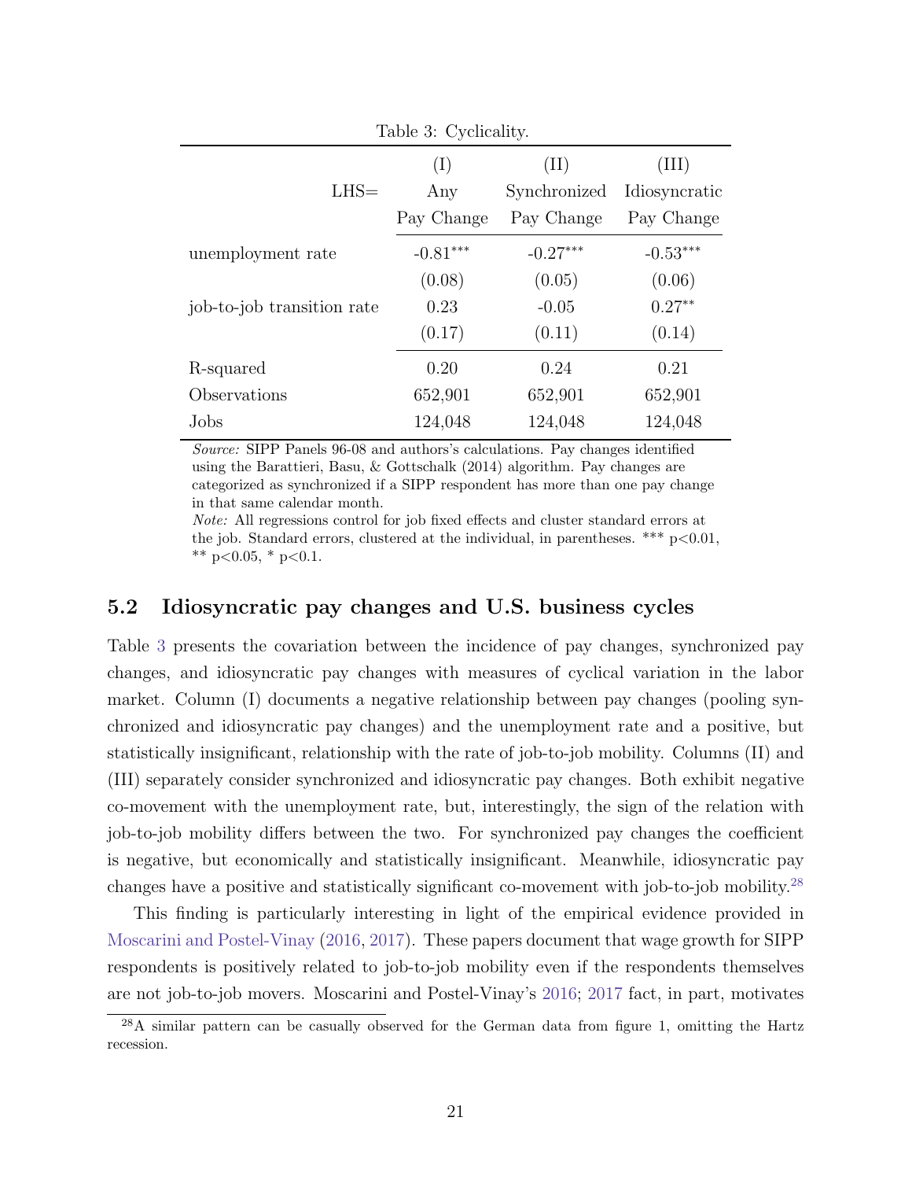Table 3: Cyclicality.

| LHS= | (I)<br>Any<br>Pay Change | (II)<br>Synchronized<br>Pay Change | (III)<br>Idiosyncratic<br>Pay Change |
|---|---|---|---|
| unemployment rate | -0.81*** | -0.27*** | -0.53*** |
| | (0.08) | (0.05) | (0.06) |
| job-to-job transition rate | 0.23 | -0.05 | 0.27** |
| | (0.17) | (0.11) | (0.14) |
| R-squared | 0.20 | 0.24 | 0.21 |
| Observations | 652,901 | 652,901 | 652,901 |
| Jobs | 124,048 | 124,048 | 124,048 |

*Source:* SIPP Panels 96-08 and authors's calculations. Pay changes identified using the Barattieri, Basu, & Gottschalk (2014) algorithm. Pay changes are categorized as synchronized if a SIPP respondent has more than one pay change in that same calendar month.
*Note:* All regressions control for job fixed effects and cluster standard errors at the job. Standard errors, clustered at the individual, in parentheses. *** p<0.01, ** p<0.05, * p<0.1.

### 5.2 Idiosyncratic pay changes and U.S. business cycles

Table 3 presents the covariation between the incidence of pay changes, synchronized pay changes, and idiosyncratic pay changes with measures of cyclical variation in the labor market. Column (I) documents a negative relationship between pay changes (pooling synchronized and idiosyncratic pay changes) and the unemployment rate and a positive, but statistically insignificant, relationship with the rate of job-to-job mobility. Columns (II) and (III) separately consider synchronized and idiosyncratic pay changes. Both exhibit negative co-movement with the unemployment rate, but, interestingly, the sign of the relation with job-to-job mobility differs between the two. For synchronized pay changes the coefficient is negative, but economically and statistically insignificant. Meanwhile, idiosyncratic pay changes have a positive and statistically significant co-movement with job-to-job mobility.[28]

This finding is particularly interesting in light of the empirical evidence provided in Moscarini and Postel-Vinay (2016, 2017). These papers document that wage growth for SIPP respondents is positively related to job-to-job mobility even if the respondents themselves are not job-to-job movers. Moscarini and Postel-Vinay's 2016; 2017 fact, in part, motivates

[28] A similar pattern can be casually observed for the German data from figure 1, omitting the Hartz recession.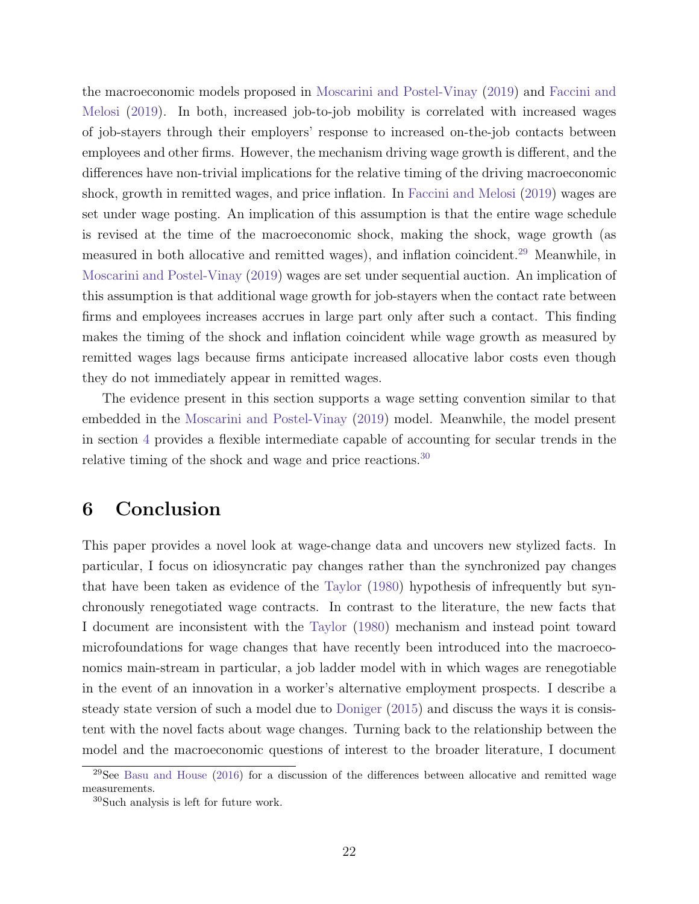the macroeconomic models proposed in Moscarini and Postel-Vinay (2019) and Faccini and Melosi (2019). In both, increased job-to-job mobility is correlated with increased wages of job-stayers through their employers' response to increased on-the-job contacts between employees and other firms. However, the mechanism driving wage growth is different, and the differences have non-trivial implications for the relative timing of the driving macroeconomic shock, growth in remitted wages, and price inflation. In Faccini and Melosi (2019) wages are set under wage posting. An implication of this assumption is that the entire wage schedule is revised at the time of the macroeconomic shock, making the shock, wage growth (as measured in both allocative and remitted wages), and inflation coincident.[29] Meanwhile, in Moscarini and Postel-Vinay (2019) wages are set under sequential auction. An implication of this assumption is that additional wage growth for job-stayers when the contact rate between firms and employees increases accrues in large part only after such a contact. This finding makes the timing of the shock and inflation coincident while wage growth as measured by remitted wages lags because firms anticipate increased allocative labor costs even though they do not immediately appear in remitted wages.

The evidence present in this section supports a wage setting convention similar to that embedded in the Moscarini and Postel-Vinay (2019) model. Meanwhile, the model present in section 4 provides a flexible intermediate capable of accounting for secular trends in the relative timing of the shock and wage and price reactions.[30]

# 6 Conclusion

This paper provides a novel look at wage-change data and uncovers new stylized facts. In particular, I focus on idiosyncratic pay changes rather than the synchronized pay changes that have been taken as evidence of the Taylor (1980) hypothesis of infrequently but synchronously renegotiated wage contracts. In contrast to the literature, the new facts that I document are inconsistent with the Taylor (1980) mechanism and instead point toward microfoundations for wage changes that have recently been introduced into the macroeconomics main-stream in particular, a job ladder model with in which wages are renegotiable in the event of an innovation in a worker's alternative employment prospects. I describe a steady state version of such a model due to Doniger (2015) and discuss the ways it is consistent with the novel facts about wage changes. Turning back to the relationship between the model and the macroeconomic questions of interest to the broader literature, I document

[29] See Basu and House (2016) for a discussion of the differences between allocative and remitted wage measurements.

[30] Such analysis is left for future work.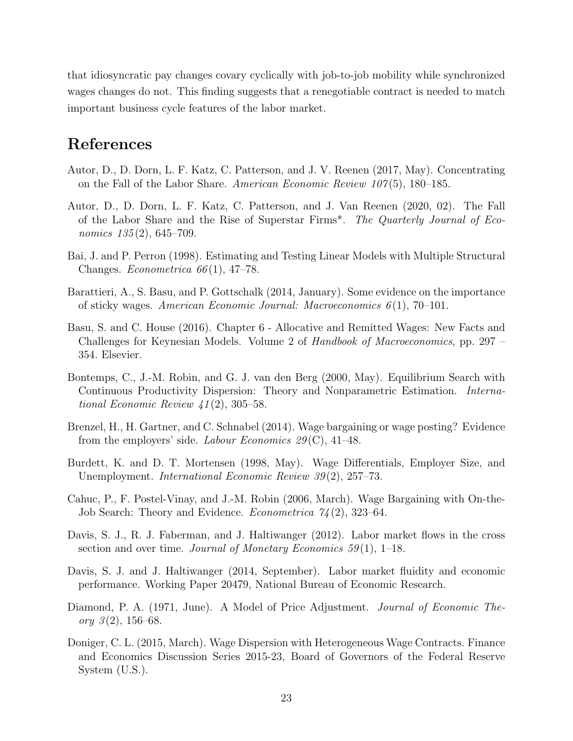that idiosyncratic pay changes covary cyclically with job-to-job mobility while synchronized wages changes do not. This finding suggests that a renegotiable contract is needed to match important business cycle features of the labor market.

# References

Autor, D., D. Dorn, L. F. Katz, C. Patterson, and J. V. Reenen (2017, May). Concentrating on the Fall of the Labor Share. *American Economic Review 107*(5), 180–185.

Autor, D., D. Dorn, L. F. Katz, C. Patterson, and J. Van Reenen (2020, 02). The Fall of the Labor Share and the Rise of Superstar Firms*. *The Quarterly Journal of Economics 135*(2), 645–709.

Bai, J. and P. Perron (1998). Estimating and Testing Linear Models with Multiple Structural Changes. *Econometrica 66*(1), 47–78.

Barattieri, A., S. Basu, and P. Gottschalk (2014, January). Some evidence on the importance of sticky wages. *American Economic Journal: Macroeconomics 6*(1), 70–101.

Basu, S. and C. House (2016). Chapter 6 - Allocative and Remitted Wages: New Facts and Challenges for Keynesian Models. Volume 2 of *Handbook of Macroeconomics*, pp. 297 – 354. Elsevier.

Bontemps, C., J.-M. Robin, and G. J. van den Berg (2000, May). Equilibrium Search with Continuous Productivity Dispersion: Theory and Nonparametric Estimation. *International Economic Review 41*(2), 305–58.

Brenzel, H., H. Gartner, and C. Schnabel (2014). Wage bargaining or wage posting? Evidence from the employers' side. *Labour Economics 29*(C), 41–48.

Burdett, K. and D. T. Mortensen (1998, May). Wage Differentials, Employer Size, and Unemployment. *International Economic Review 39*(2), 257–73.

Cahuc, P., F. Postel-Vinay, and J.-M. Robin (2006, March). Wage Bargaining with On-the-Job Search: Theory and Evidence. *Econometrica 74*(2), 323–64.

Davis, S. J., R. J. Faberman, and J. Haltiwanger (2012). Labor market flows in the cross section and over time. *Journal of Monetary Economics 59*(1), 1–18.

Davis, S. J. and J. Haltiwanger (2014, September). Labor market fluidity and economic performance. Working Paper 20479, National Bureau of Economic Research.

Diamond, P. A. (1971, June). A Model of Price Adjustment. *Journal of Economic Theory 3*(2), 156–68.

Doniger, C. L. (2015, March). Wage Dispersion with Heterogeneous Wage Contracts. Finance and Economics Discussion Series 2015-23, Board of Governors of the Federal Reserve System (U.S.).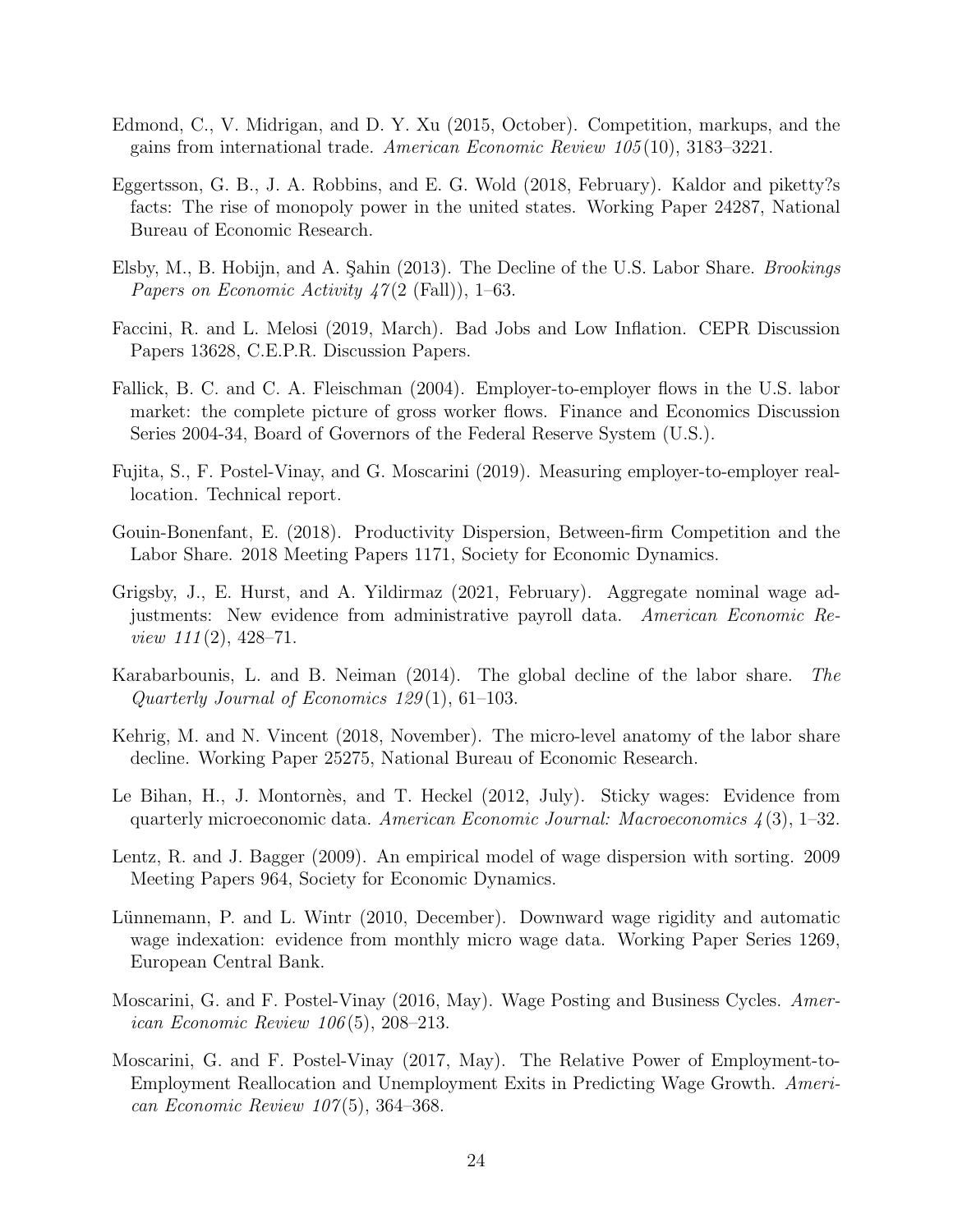Edmond, C., V. Midrigan, and D. Y. Xu (2015, October). Competition, markups, and the gains from international trade. *American Economic Review 105*(10), 3183–3221.

Eggertsson, G. B., J. A. Robbins, and E. G. Wold (2018, February). Kaldor and piketty?s facts: The rise of monopoly power in the united states. Working Paper 24287, National Bureau of Economic Research.

Elsby, M., B. Hobijn, and A. Şahin (2013). The Decline of the U.S. Labor Share. *Brookings Papers on Economic Activity 47*(2 (Fall)), 1–63.

Faccini, R. and L. Melosi (2019, March). Bad Jobs and Low Inflation. CEPR Discussion Papers 13628, C.E.P.R. Discussion Papers.

Fallick, B. C. and C. A. Fleischman (2004). Employer-to-employer flows in the U.S. labor market: the complete picture of gross worker flows. Finance and Economics Discussion Series 2004-34, Board of Governors of the Federal Reserve System (U.S.).

Fujita, S., F. Postel-Vinay, and G. Moscarini (2019). Measuring employer-to-employer reallocation. Technical report.

Gouin-Bonenfant, E. (2018). Productivity Dispersion, Between-firm Competition and the Labor Share. 2018 Meeting Papers 1171, Society for Economic Dynamics.

Grigsby, J., E. Hurst, and A. Yildirmaz (2021, February). Aggregate nominal wage adjustments: New evidence from administrative payroll data. *American Economic Review 111*(2), 428–71.

Karabarbounis, L. and B. Neiman (2014). The global decline of the labor share. *The Quarterly Journal of Economics 129*(1), 61–103.

Kehrig, M. and N. Vincent (2018, November). The micro-level anatomy of the labor share decline. Working Paper 25275, National Bureau of Economic Research.

Le Bihan, H., J. Montornès, and T. Heckel (2012, July). Sticky wages: Evidence from quarterly microeconomic data. *American Economic Journal: Macroeconomics 4*(3), 1–32.

Lentz, R. and J. Bagger (2009). An empirical model of wage dispersion with sorting. 2009 Meeting Papers 964, Society for Economic Dynamics.

Lünnemann, P. and L. Wintr (2010, December). Downward wage rigidity and automatic wage indexation: evidence from monthly micro wage data. Working Paper Series 1269, European Central Bank.

Moscarini, G. and F. Postel-Vinay (2016, May). Wage Posting and Business Cycles. *American Economic Review 106*(5), 208–213.

Moscarini, G. and F. Postel-Vinay (2017, May). The Relative Power of Employment-to-Employment Reallocation and Unemployment Exits in Predicting Wage Growth. *American Economic Review 107*(5), 364–368.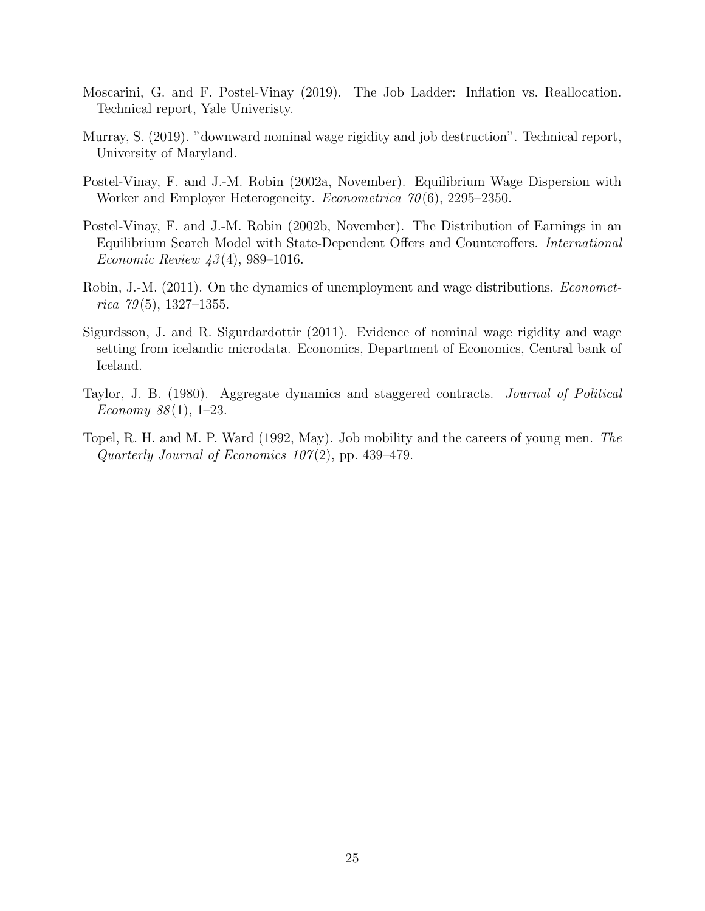Moscarini, G. and F. Postel-Vinay (2019). The Job Ladder: Inflation vs. Reallocation. Technical report, Yale Univeristy.

Murray, S. (2019). "downward nominal wage rigidity and job destruction". Technical report, University of Maryland.

Postel-Vinay, F. and J.-M. Robin (2002a, November). Equilibrium Wage Dispersion with Worker and Employer Heterogeneity. *Econometrica 70*(6), 2295–2350.

Postel-Vinay, F. and J.-M. Robin (2002b, November). The Distribution of Earnings in an Equilibrium Search Model with State-Dependent Offers and Counteroffers. *International Economic Review 43*(4), 989–1016.

Robin, J.-M. (2011). On the dynamics of unemployment and wage distributions. *Econometrica 79*(5), 1327–1355.

Sigurdsson, J. and R. Sigurdardottir (2011). Evidence of nominal wage rigidity and wage setting from icelandic microdata. Economics, Department of Economics, Central bank of Iceland.

Taylor, J. B. (1980). Aggregate dynamics and staggered contracts. *Journal of Political Economy 88*(1), 1–23.

Topel, R. H. and M. P. Ward (1992, May). Job mobility and the careers of young men. *The Quarterly Journal of Economics 107*(2), pp. 439–479.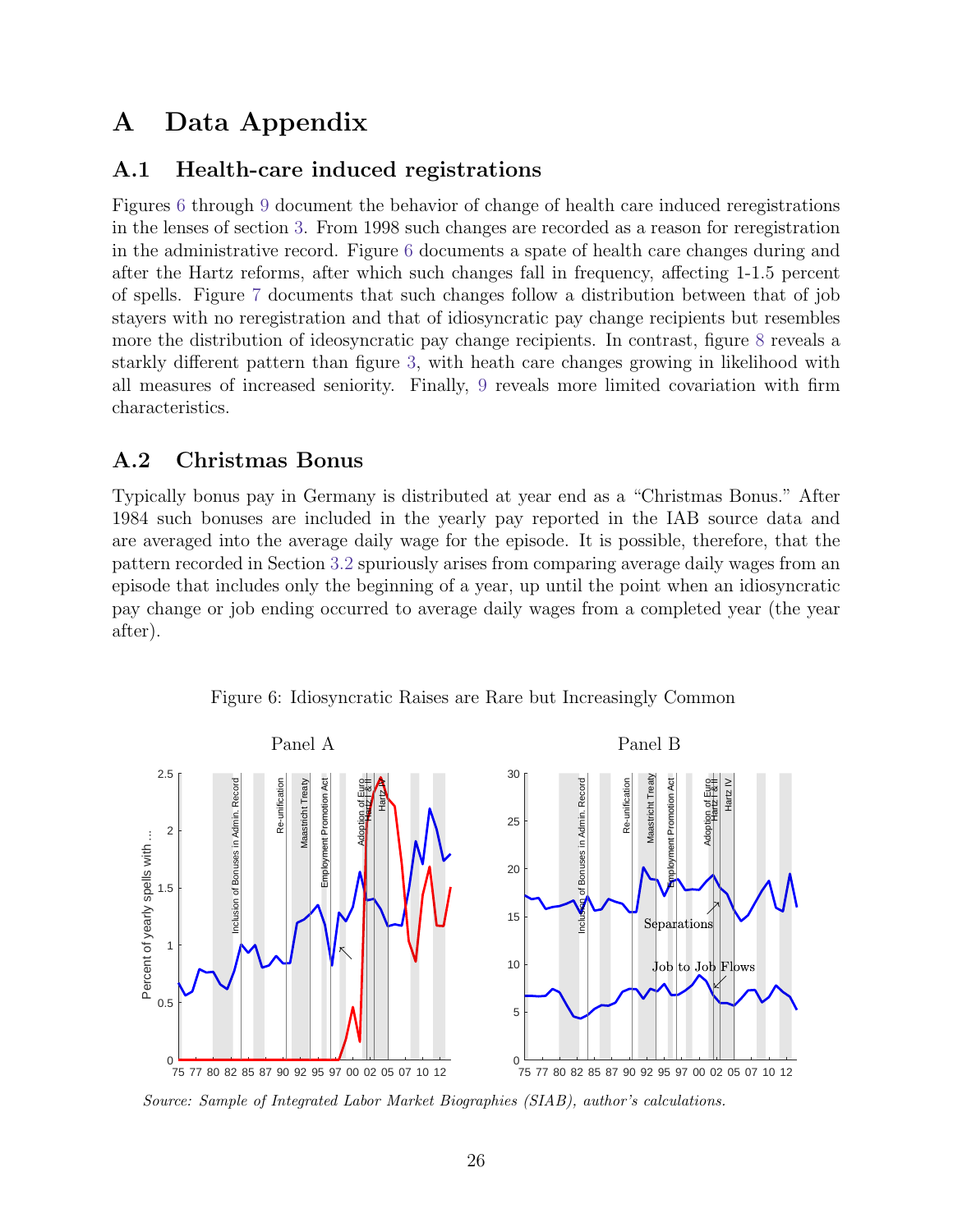# A Data Appendix

## A.1 Health-care induced registrations

Figures 6 through 9 document the behavior of change of health care induced reregistrations in the lenses of section 3. From 1998 such changes are recorded as a reason for reregistration in the administrative record. Figure 6 documents a spate of health care changes during and after the Hartz reforms, after which such changes fall in frequency, affecting 1-1.5 percent of spells. Figure 7 documents that such changes follow a distribution between that of job stayers with no reregistration and that of idiosyncratic pay change recipients but resembles more the distribution of ideosyncratic pay change recipients. In contrast, figure 8 reveals a starkly different pattern than figure 3, with heath care changes growing in likelihood with all measures of increased seniority. Finally, 9 reveals more limited covariation with firm characteristics.

## A.2 Christmas Bonus

Typically bonus pay in Germany is distributed at year end as a "Christmas Bonus." After 1984 such bonuses are included in the yearly pay reported in the IAB source data and are averaged into the average daily wage for the episode. It is possible, therefore, that the pattern recorded in Section 3.2 spuriously arises from comparing average daily wages from an episode that includes only the beginning of a year, up until the point when an idiosyncratic pay change or job ending occurred to average daily wages from a completed year (the year after).

Figure 6: Idiosyncratic Raises are Rare but Increasingly Common

*Source: Sample of Integrated Labor Market Biographies (SIAB), author's calculations.*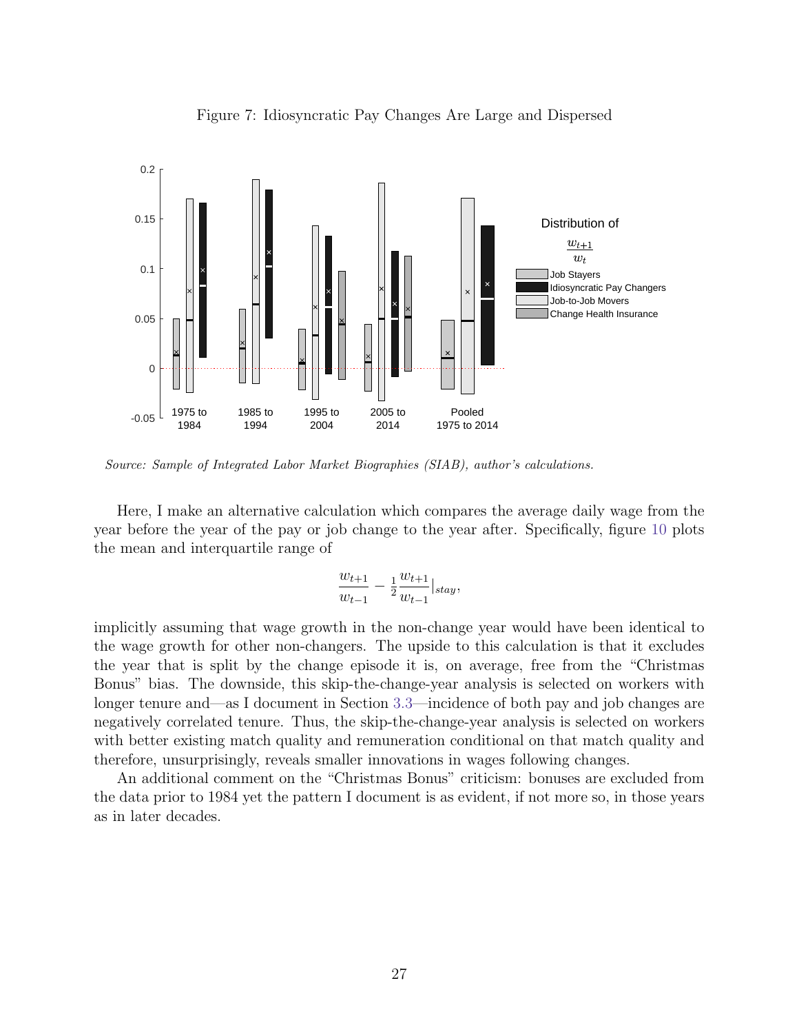Figure 7: Idiosyncratic Pay Changes Are Large and Dispersed

*Source: Sample of Integrated Labor Market Biographies (SIAB), author's calculations.*

Here, I make an alternative calculation which compares the average daily wage from the year before the year of the pay or job change to the year after. Specifically, figure 10 plots the mean and interquartile range of

$$\frac{w_{t+1}}{w_{t-1}} - \frac{1}{2}\frac{w_{t+1}}{w_{t-1}}|_{stay},$$

implicitly assuming that wage growth in the non-change year would have been identical to the wage growth for other non-changers. The upside to this calculation is that it excludes the year that is split by the change episode it is, on average, free from the "Christmas Bonus" bias. The downside, this skip-the-change-year analysis is selected on workers with longer tenure and—as I document in Section 3.3—incidence of both pay and job changes are negatively correlated tenure. Thus, the skip-the-change-year analysis is selected on workers with better existing match quality and remuneration conditional on that match quality and therefore, unsurprisingly, reveals smaller innovations in wages following changes.

An additional comment on the "Christmas Bonus" criticism: bonuses are excluded from the data prior to 1984 yet the pattern I document is as evident, if not more so, in those years as in later decades.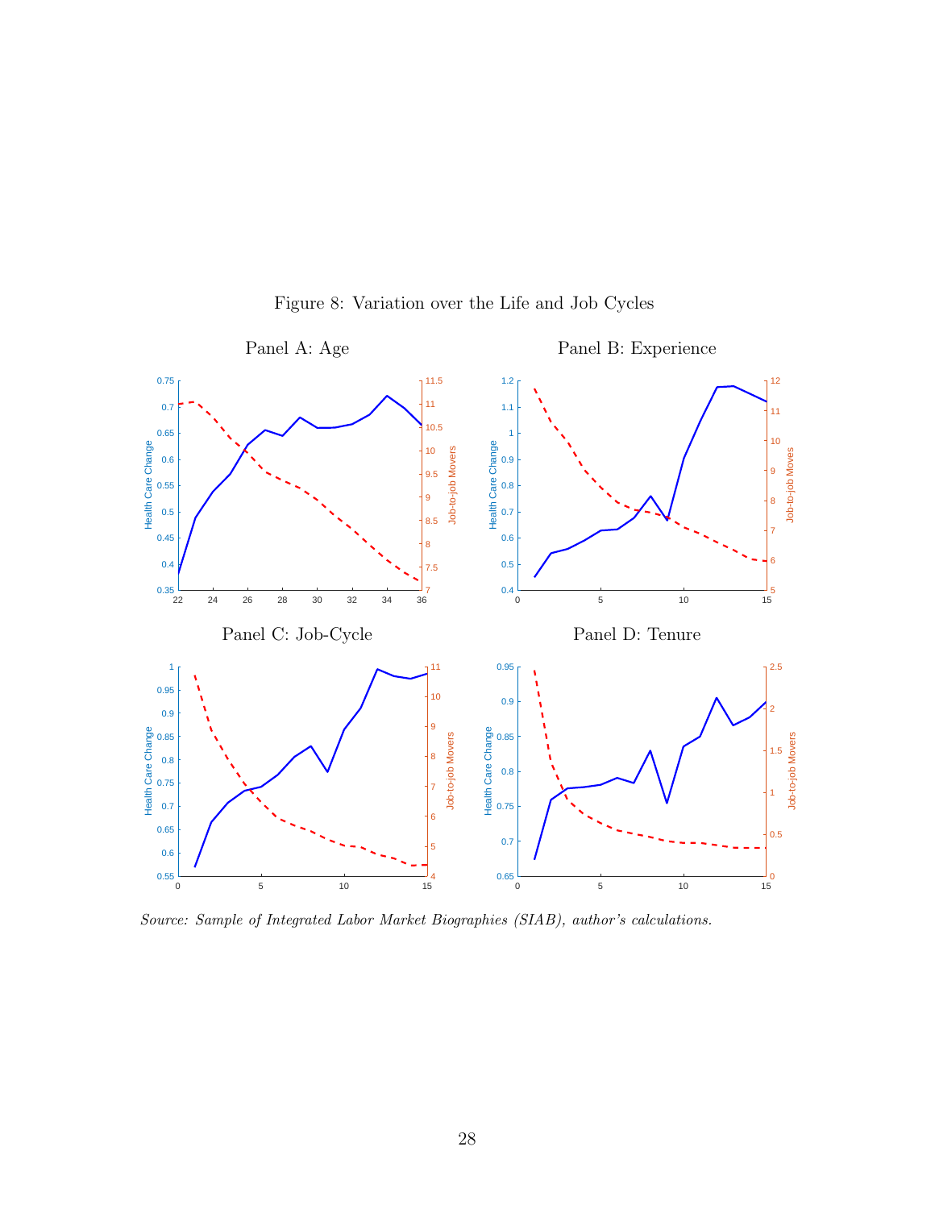Figure 8: Variation over the Life and Job Cycles

Panel A: Age

Panel B: Experience

Panel C: Job-Cycle

Panel D: Tenure

*Source: Sample of Integrated Labor Market Biographies (SIAB), author's calculations.*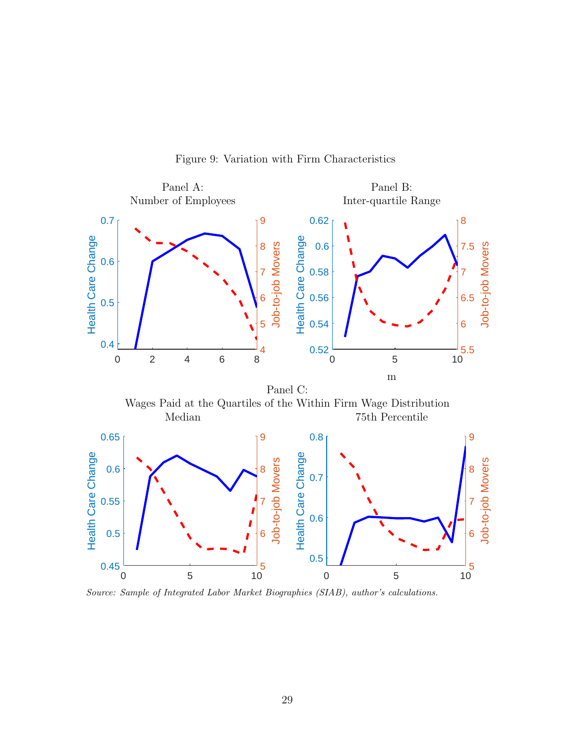Figure 9: Variation with Firm Characteristics

Panel A:
Number of Employees

Panel B:
Inter-quartile Range

Panel C:
Wages Paid at the Quartiles of the Within Firm Wage Distribution

Median

75th Percentile

*Source: Sample of Integrated Labor Market Biographies (SIAB), author's calculations.*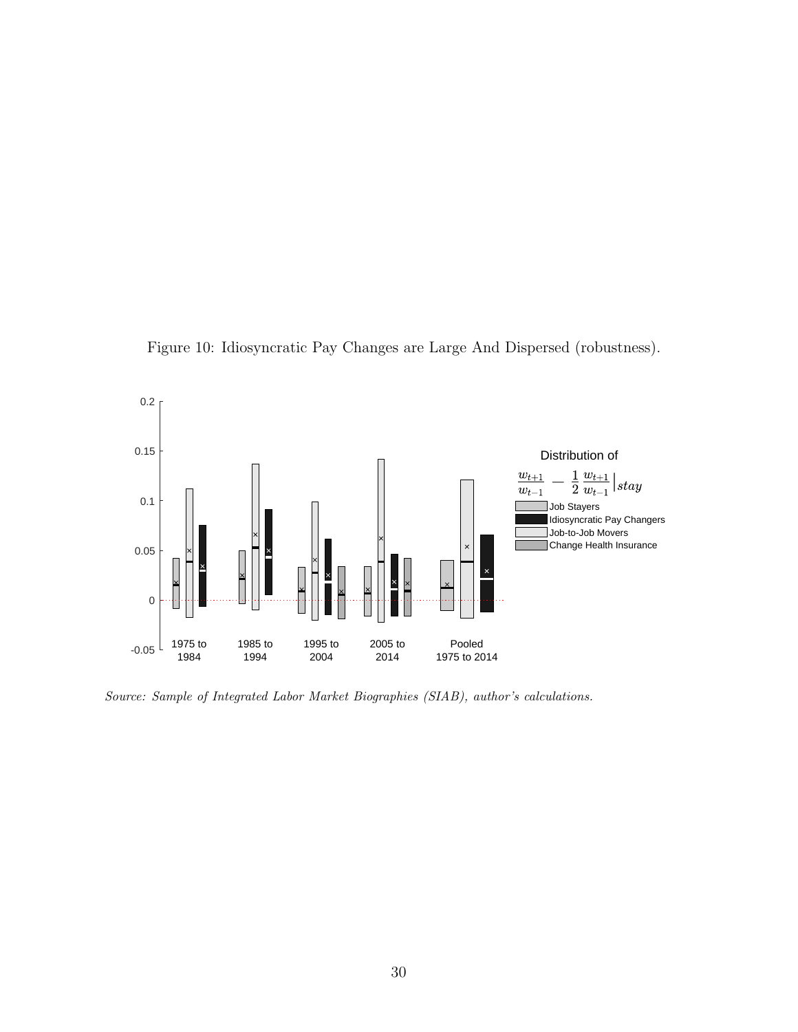Figure 10: Idiosyncratic Pay Changes are Large And Dispersed (robustness).

*Source: Sample of Integrated Labor Market Biographies (SIAB), author's calculations.*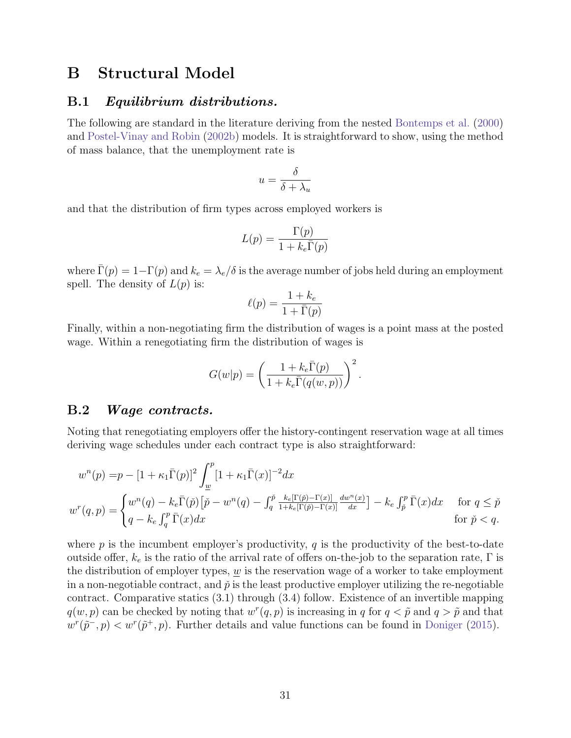# B Structural Model

## B.1 *Equilibrium distributions.*

The following are standard in the literature deriving from the nested Bontemps et al. (2000) and Postel-Vinay and Robin (2002b) models. It is straightforward to show, using the method of mass balance, that the unemployment rate is

$$u = \frac{\delta}{\delta + \lambda_u}$$

and that the distribution of firm types across employed workers is

$$L(p) = \frac{\Gamma(p)}{1 + k_e \bar{\Gamma}(p)}$$

where $\bar{\Gamma}(p) = 1 - \Gamma(p)$ and $k_e = \lambda_e/\delta$ is the average number of jobs held during an employment spell. The density of $L(p)$ is:

$$\ell(p) = \frac{1 + k_e}{1 + \bar{\Gamma}(p)}$$

Finally, within a non-negotiating firm the distribution of wages is a point mass at the posted wage. Within a renegotiating firm the distribution of wages is

$$G(w|p) = \left( \frac{1 + k_e \bar{\Gamma}(p)}{1 + k_e \bar{\Gamma}(q(w,p))} \right)^2 .$$

## B.2 *Wage contracts.*

Noting that renegotiating employers offer the history-contingent reservation wage at all times deriving wage schedules under each contract type is also straightforward:

$$\begin{aligned}
w^n(p) =& p - [1 + \kappa_1 \bar{\Gamma}(p)]^2 \int_{\underline{w}}^{p} [1 + \kappa_1 \bar{\Gamma}(x)]^{-2} dx \\
w^r(q,p) =& \begin{cases} w^n(q) - k_e \bar{\Gamma}(\check{p}) \left[ \check{p} - w^n(q) - \int_q^{\check{p}} \frac{k_e[\Gamma(\check{p}) - \Gamma(x)]}{1 + k_e[\Gamma(\check{p}) - \Gamma(x)]} \frac{dw^n(x)}{dx} \right] - k_e \int_{\check{p}}^{p} \bar{\Gamma}(x) dx & \text{for } q \leq \check{p} \\ q - k_e \int_q^p \bar{\Gamma}(x) dx & \text{for } \check{p} < q. \end{cases}
\end{aligned}$$

where $p$ is the incumbent employer's productivity, $q$ is the productivity of the best-to-date outside offer, $k_e$ is the ratio of the arrival rate of offers on-the-job to the separation rate, $\Gamma$ is the distribution of employer types, $\underline{w}$ is the reservation wage of a worker to take employment in a non-negotiable contract, and $\check{p}$ is the least productive employer utilizing the re-negotiable contract. Comparative statics (3.1) through (3.4) follow. Existence of an invertible mapping $q(w,p)$ can be checked by noting that $w^r(q,p)$ is increasing in $q$ for $q < \tilde{p}$ and $q > \tilde{p}$ and that $w^r(\tilde{p}^-, p) < w^r(\tilde{p}^+, p)$. Further details and value functions can be found in Doniger (2015).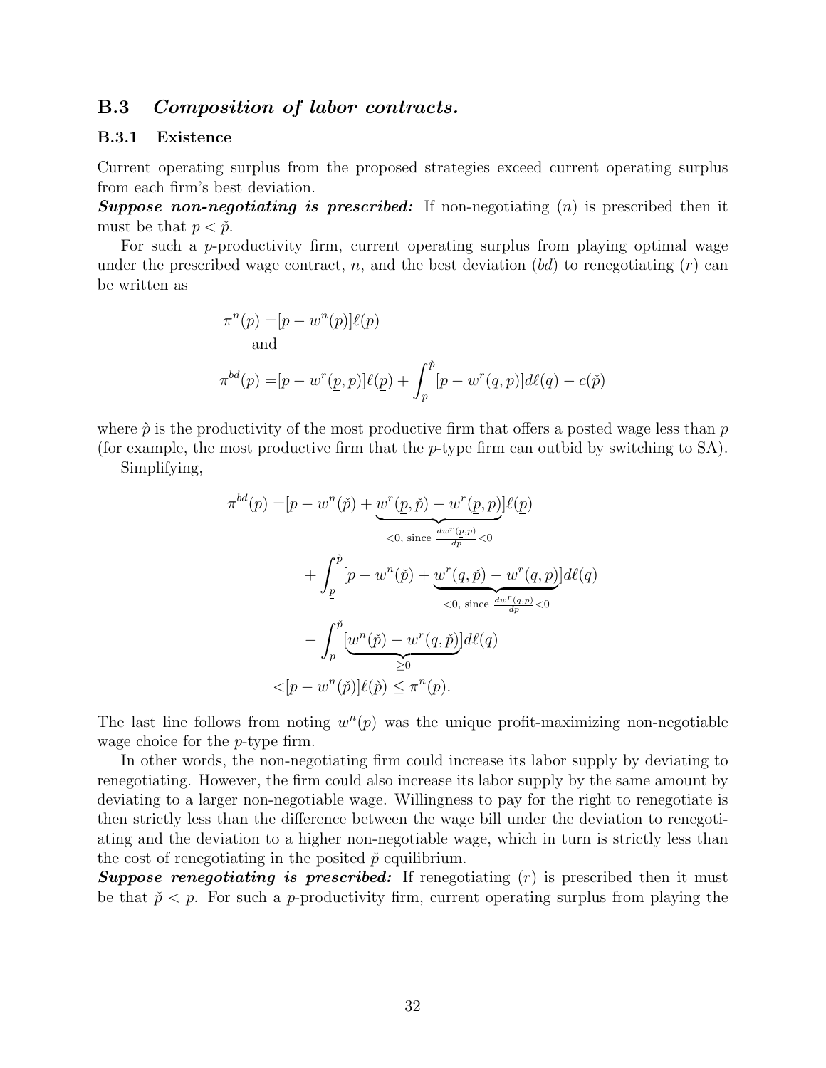## B.3 *Composition of labor contracts.*

### B.3.1 Existence

Current operating surplus from the proposed strategies exceed current operating surplus from each firm's best deviation.

***Suppose non-negotiating is prescribed:*** If non-negotiating ($n$) is prescribed then it must be that $p < \check{p}$.

For such a $p$-productivity firm, current operating surplus from playing optimal wage under the prescribed wage contract, $n$, and the best deviation ($bd$) to renegotiating ($r$) can be written as

$$
\begin{aligned}
\pi^n(p) =& [p - w^n(p)]\ell(p) \\
&\text{and} \\
\pi^{bd}(p) =& [p - w^r(\underline{p}, p)]\ell(\underline{p}) + \int_{\underline{p}}^{\grave{p}} [p - w^r(q, p)] d\ell(q) - c(\check{p})
\end{aligned}
$$

where $\grave{p}$ is the productivity of the most productive firm that offers a posted wage less than $p$ (for example, the most productive firm that the $p$-type firm can outbid by switching to SA).

Simplifying,

$$
\begin{aligned}
\pi^{bd}(p) =& [p - w^n(\check{p}) + \underbrace{w^r(\underline{p}, \check{p}) - w^r(\underline{p}, p)}_{<0, \text{ since } \frac{dw^r(\underline{p},p)}{dp}<0}]\ell(\underline{p}) \\
&+ \int_{\underline{p}}^{\grave{p}} [p - w^n(\check{p}) + \underbrace{w^r(q, \check{p}) - w^r(q, p)}_{<0, \text{ since } \frac{dw^r(q,p)}{dp}<0}] d\ell(q) \\
&- \int_{p}^{\check{p}} [\underbrace{w^n(\check{p}) - w^r(q, \check{p})}_{\geq 0}] d\ell(q) \\
<& [p - w^n(\check{p})]\ell(\grave{p}) \leq \pi^n(p).
\end{aligned}
$$

The last line follows from noting $w^n(p)$ was the unique profit-maximizing non-negotiable wage choice for the $p$-type firm.

In other words, the non-negotiating firm could increase its labor supply by deviating to renegotiating. However, the firm could also increase its labor supply by the same amount by deviating to a larger non-negotiable wage. Willingness to pay for the right to renegotiate is then strictly less than the difference between the wage bill under the deviation to renegotiating and the deviation to a higher non-negotiable wage, which in turn is strictly less than the cost of renegotiating in the posited $\check{p}$ equilibrium.

***Suppose renegotiating is prescribed:*** If renegotiating ($r$) is prescribed then it must be that $\check{p} < p$. For such a $p$-productivity firm, current operating surplus from playing the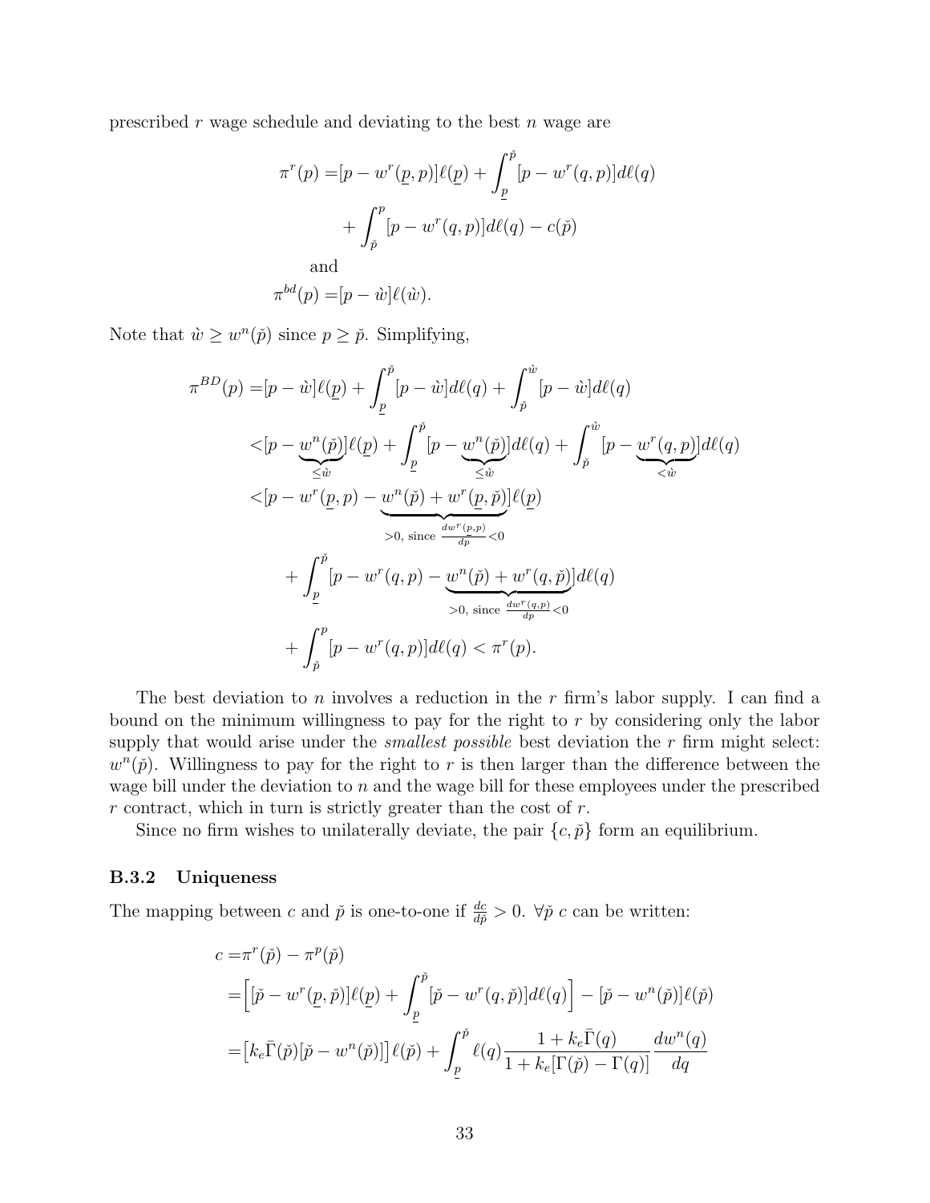prescribed $r$ wage schedule and deviating to the best $n$ wage are

$$
\begin{aligned}
\pi^r(p) =& [p - w^r(\underline{p}, p)]\ell(\underline{p}) + \int_{\underline{p}}^{\check{p}} [p - w^r(q,p)]d\ell(q) \\
&+ \int_{\check{p}}^{p} [p - w^r(q,p)]d\ell(q) - c(\check{p}) \\
&\text{and} \\
\pi^{bd}(p) =& [p - \grave{w}]\ell(\grave{w}).
\end{aligned}
$$

Note that $\grave{w} \geq w^n(\check{p})$ since $p \geq \check{p}$. Simplifying,

$$
\begin{aligned}
\pi^{BD}(p) =& [p - \grave{w}]\ell(\underline{p}) + \int_{\underline{p}}^{\check{p}} [p - \grave{w}]d\ell(q) + \int_{\check{p}}^{\grave{w}} [p - \grave{w}]d\ell(q) \\
<& [p - \underbrace{w^n(\check{p})}_{\leq \grave{w}}]\ell(\underline{p}) + \int_{\underline{p}}^{\check{p}} [p - \underbrace{w^n(\check{p})}_{\leq \grave{w}}]d\ell(q) + \int_{\check{p}}^{\grave{w}} [p - \underbrace{w^r(q,p)}_{<\grave{w}}]d\ell(q) \\
<& [p - w^r(\underline{p}, p) - \underbrace{w^n(\check{p}) + w^r(\underline{p}, \check{p})}_{>0, \text{ since } \frac{dw^r(p,p)}{dp}<0}]\ell(\underline{p}) \\
&+ \int_{\underline{p}}^{\check{p}} [p - w^r(q,p) - \underbrace{w^n(\check{p}) + w^r(q, \check{p})}_{>0, \text{ since } \frac{dw^r(q,p)}{dp}<0}]d\ell(q) \\
&+ \int_{\check{p}}^{p} [p - w^r(q,p)]d\ell(q) < \pi^r(p).
\end{aligned}
$$

The best deviation to $n$ involves a reduction in the $r$ firm's labor supply. I can find a bound on the minimum willingness to pay for the right to $r$ by considering only the labor supply that would arise under the *smallest possible* best deviation the $r$ firm might select: $w^n(\check{p})$. Willingness to pay for the right to $r$ is then larger than the difference between the wage bill under the deviation to $n$ and the wage bill for these employees under the prescribed $r$ contract, which in turn is strictly greater than the cost of $r$.

Since no firm wishes to unilaterally deviate, the pair $\{c, \check{p}\}$ form an equilibrium.

### B.3.2 Uniqueness

The mapping between $c$ and $\check{p}$ is one-to-one if $\frac{dc}{d\check{p}} > 0$. $\forall \check{p}$ $c$ can be written:

$$
\begin{aligned}
c =& \pi^r(\check{p}) - \pi^p(\check{p}) \\
=& \Big[ [\check{p} - w^r(\underline{p}, \check{p})]\ell(\underline{p}) + \int_{\underline{p}}^{\check{p}} [\check{p} - w^r(q, \check{p})]d\ell(q) \Big] - [\check{p} - w^n(\check{p})]\ell(\check{p}) \\
=& \big[ k_e \bar{\Gamma}(\check{p})[\check{p} - w^n(\check{p})] \big] \ell(\check{p}) + \int_{\underline{p}}^{\check{p}} \ell(q) \frac{1 + k_e \bar{\Gamma}(q)}{1 + k_e[\Gamma(\check{p}) - \Gamma(q)]} \frac{dw^n(q)}{dq}
\end{aligned}
$$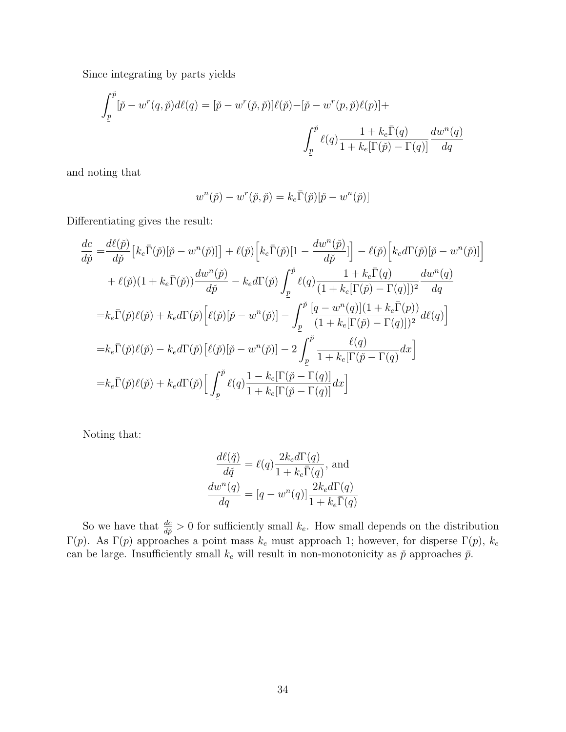Since integrating by parts yields

$$\int_{\underline{p}}^{\check{p}} [\check{p} - w^r(q,\check{p})d\ell(q) = [\check{p} - w^r(\check{p},\check{p})]\ell(\check{p}) - [\check{p} - w^r(\underline{p},\check{p})\ell(\underline{p})] + \int_{\underline{p}}^{\check{p}} \ell(q)\frac{1 + k_e\bar{\Gamma}(q)}{1 + k_e[\Gamma(\check{p}) - \Gamma(q)]}\frac{dw^n(q)}{dq}$$

and noting that

$$w^n(\check{p}) - w^r(\check{p},\check{p}) = k_e\bar{\Gamma}(\check{p})[\check{p} - w^n(\check{p})]$$

Differentiating gives the result:

$$\begin{aligned}
\frac{dc}{d\check{p}} =& \frac{d\ell(\check{p})}{d\check{p}}\big[k_e\bar{\Gamma}(\check{p})[\check{p} - w^n(\check{p})]\big] + \ell(\check{p})\Big[k_e\bar{\Gamma}(\check{p})[1 - \frac{dw^n(\check{p})}{d\check{p}}]\Big] - \ell(\check{p})\Big[k_e d\Gamma(\check{p})[\check{p} - w^n(\check{p})]\Big] \\
&+ \ell(\check{p})(1 + k_e\bar{\Gamma}(\check{p}))\frac{dw^n(\check{p})}{d\check{p}} - k_e d\Gamma(\check{p})\int_{\underline{p}}^{\check{p}} \ell(q)\frac{1 + k_e\bar{\Gamma}(q)}{(1 + k_e[\Gamma(\check{p}) - \Gamma(q)])^2}\frac{dw^n(q)}{dq} \\
=& k_e\bar{\Gamma}(\check{p})\ell(\check{p}) + k_e d\Gamma(\check{p})\Big[\ell(\check{p})[\check{p} - w^n(\check{p})] - \int_{\underline{p}}^{\check{p}} \frac{[q - w^n(q)](1 + k_e\bar{\Gamma}(p))}{(1 + k_e[\Gamma(\check{p}) - \Gamma(q)])^2}d\ell(q)\Big] \\
=& k_e\bar{\Gamma}(\check{p})\ell(\check{p}) - k_e d\Gamma(\check{p})\big[\ell(\check{p})[\check{p} - w^n(\check{p})] - 2\int_{\underline{p}}^{\check{p}} \frac{\ell(q)}{1 + k_e[\Gamma(\check{p} - \Gamma(q)}dx\Big] \\
=& k_e\bar{\Gamma}(\check{p})\ell(\check{p}) + k_e d\Gamma(\check{p})\Big[\int_{\underline{p}}^{\check{p}} \ell(q)\frac{1 - k_e[\Gamma(\check{p} - \Gamma(q)]}{1 + k_e[\Gamma(\check{p} - \Gamma(q)]}dx\Big]
\end{aligned}$$

Noting that:

$$\frac{d\ell(\check{q})}{d\check{q}} = \ell(q)\frac{2k_e d\Gamma(q)}{1 + k_e\bar{\Gamma}(q)}, \text{ and}$$

$$\frac{dw^n(q)}{dq} = [q - w^n(q)]\frac{2k_e d\Gamma(q)}{1 + k_e\bar{\Gamma}(q)}$$

So we have that $\frac{dc}{d\check{p}} > 0$ for sufficiently small $k_e$. How small depends on the distribution $\Gamma(p)$. As $\Gamma(p)$ approaches a point mass $k_e$ must approach 1; however, for disperse $\Gamma(p)$, $k_e$ can be large. Insufficiently small $k_e$ will result in non-monotonicity as $\check{p}$ approaches $\bar{p}$.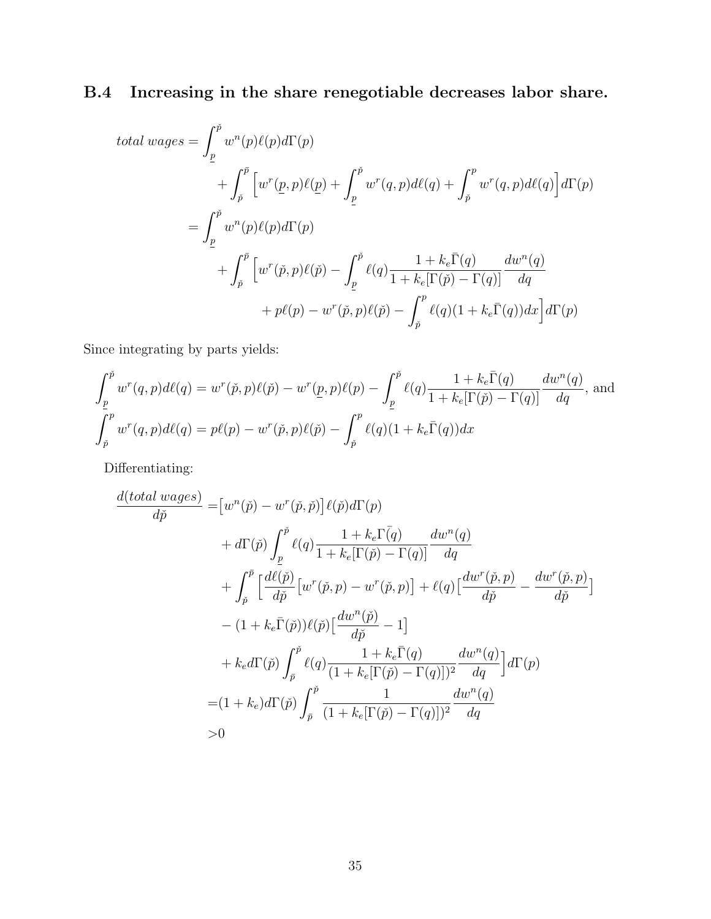### B.4 Increasing in the share renegotiable decreases labor share.

$$
\begin{aligned}
\textit{total wages} =& \int_{\underline{p}}^{\check{p}} w^n(p)\ell(p)d\Gamma(p) \\
&+ \int_{\check{p}}^{\bar{p}} \Big[ w^r(\underline{p}, p)\ell(\underline{p}) + \int_{\underline{p}}^{\check{p}} w^r(q,p)d\ell(q) + \int_{\check{p}}^{p} w^r(q,p)d\ell(q) \Big] d\Gamma(p) \\
=& \int_{\underline{p}}^{\check{p}} w^n(p)\ell(p)d\Gamma(p) \\
&+ \int_{\check{p}}^{\bar{p}} \Big[ w^r(\check{p}, p)\ell(\check{p}) - \int_{\underline{p}}^{\check{p}} \ell(q) \frac{1 + k_e\bar{\Gamma}(q)}{1 + k_e[\Gamma(\check{p}) - \Gamma(q)]} \frac{dw^n(q)}{dq} \\
&\qquad + p\ell(p) - w^r(\check{p}, p)\ell(\check{p}) - \int_{\check{p}}^{p} \ell(q)(1 + k_e\bar{\Gamma}(q))dx \Big] d\Gamma(p)
\end{aligned}
$$

Since integrating by parts yields:

$$
\int_{\underline{p}}^{\check{p}} w^r(q,p)d\ell(q) = w^r(\check{p}, p)\ell(\check{p}) - w^r(\underline{p}, p)\ell(p) - \int_{\underline{p}}^{\check{p}} \ell(q) \frac{1 + k_e\bar{\Gamma}(q)}{1 + k_e[\Gamma(\check{p}) - \Gamma(q)]} \frac{dw^n(q)}{dq}, \text{ and}
$$

$$
\int_{\check{p}}^{p} w^r(q,p)d\ell(q) = p\ell(p) - w^r(\check{p}, p)\ell(\check{p}) - \int_{\check{p}}^{p} \ell(q)(1 + k_e\bar{\Gamma}(q))dx
$$

Differentiating:

$$
\begin{aligned}
\frac{d(\textit{total wages})}{d\check{p}} =& \big[ w^n(\check{p}) - w^r(\check{p}, \check{p}) \big] \ell(\check{p}) d\Gamma(p) \\
&+ d\Gamma(\check{p}) \int_{\underline{p}}^{\check{p}} \ell(q) \frac{1 + k_e\bar{\Gamma}(q)}{1 + k_e[\Gamma(\check{p}) - \Gamma(q)]} \frac{dw^n(q)}{dq} \\
&+ \int_{\check{p}}^{\bar{p}} \Big[ \frac{d\ell(\check{p})}{d\check{p}} \big[ w^r(\check{p}, p) - w^r(\check{p}, p) \big] + \ell(q) \big[ \frac{dw^r(\check{p}, p)}{d\check{p}} - \frac{dw^r(\check{p}, p)}{d\check{p}} \big] \\
&- (1 + k_e\bar{\Gamma}(\check{p}))\ell(\check{p}) \big[ \frac{dw^n(\check{p})}{d\check{p}} - 1 \big] \\
&+ k_e d\Gamma(\check{p}) \int_{\bar{p}}^{\check{p}} \ell(q) \frac{1 + k_e\bar{\Gamma}(q)}{(1 + k_e[\Gamma(\check{p}) - \Gamma(q)])^2} \frac{dw^n(q)}{dq} \Big] d\Gamma(p) \\
=& (1 + k_e) d\Gamma(\check{p}) \int_{\bar{p}}^{\check{p}} \frac{1}{(1 + k_e[\Gamma(\check{p}) - \Gamma(q)])^2} \frac{dw^n(q)}{dq} \\
>& 0
\end{aligned}
$$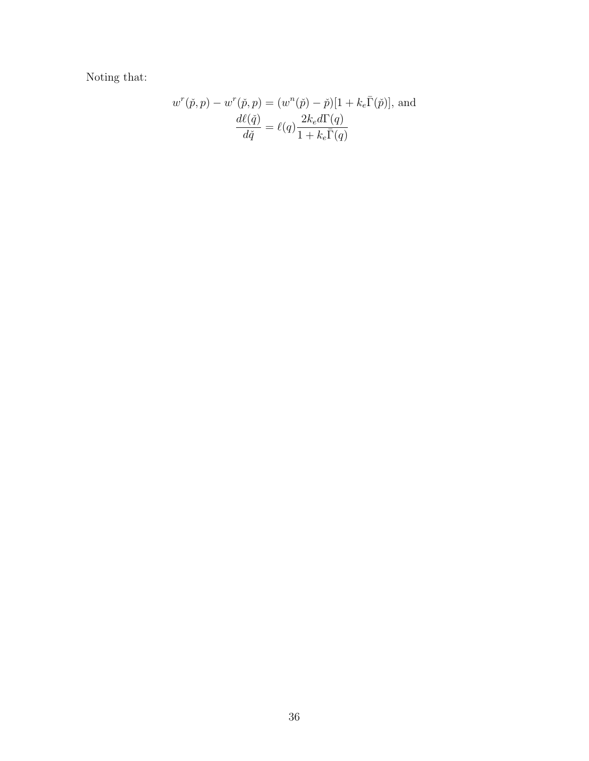Noting that:

$$w^r(\check{p}, p) - w^r(\check{p}, p) = (w^n(\check{p}) - \check{p})[1 + k_e\bar{\Gamma}(\check{p})], \text{ and}$$

$$\frac{d\ell(\check{q})}{d\check{q}} = \ell(q)\frac{2k_e d\Gamma(q)}{1 + k_e\bar{\Gamma}(q)}$$